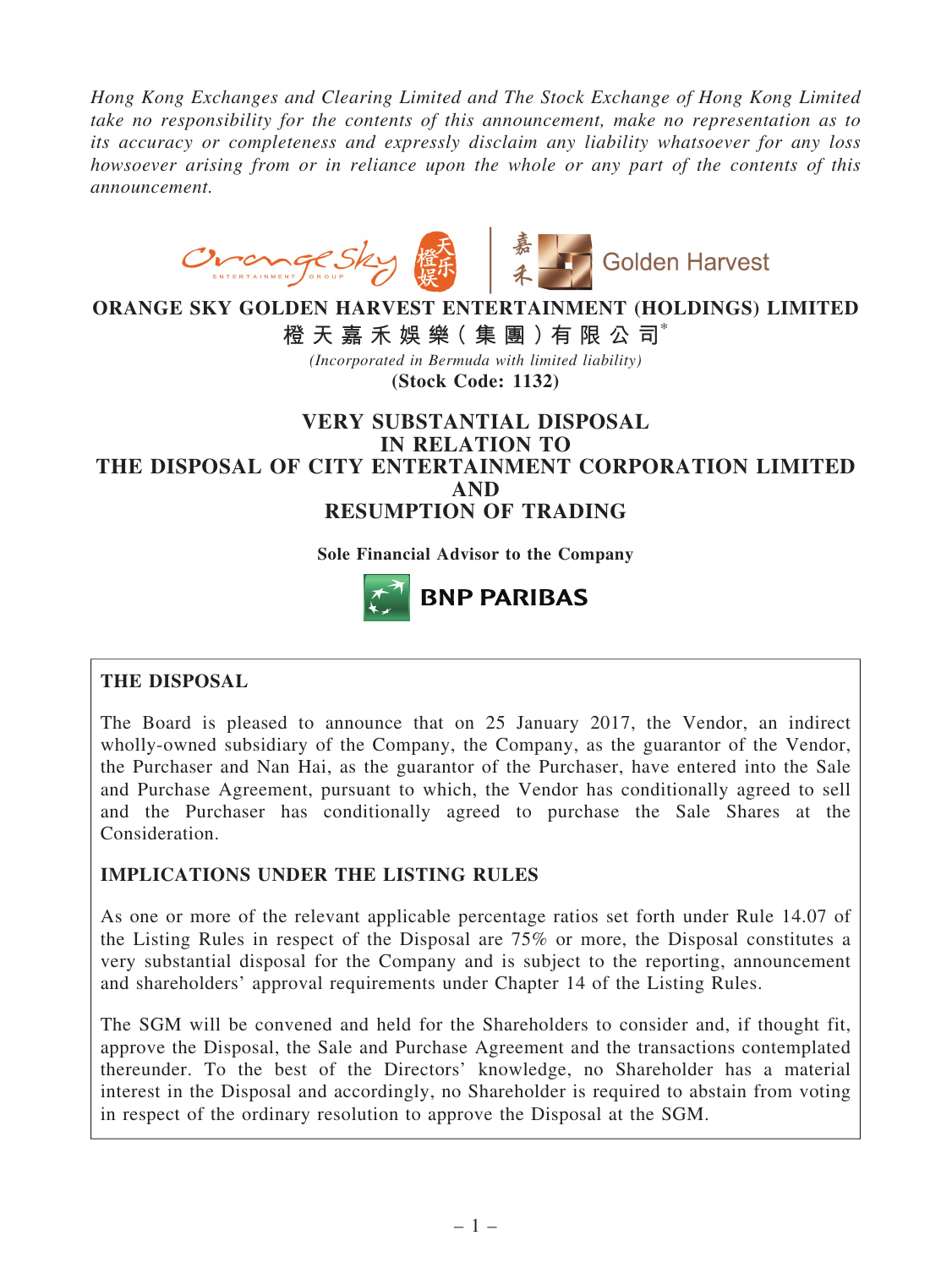*Hong Kong Exchanges and Clearing Limited and The Stock Exchange of Hong Kong Limited take no responsibility for the contents of this announcement, make no representation as to its accuracy or completeness and expressly disclaim any liability whatsoever for any loss howsoever arising from or in reliance upon the whole or any part of the contents of this announcement.*

# ORANGE SKY GOLDEN HARVEST ENTERTAINMENT (HOLDINGS) LIMITED
# 橙天嘉禾娛樂(集團)有限公司*

*(Incorporated in Bermuda with limited liability)*

**(Stock Code: 1132)**

## VERY SUBSTANTIAL DISPOSAL IN RELATION TO THE DISPOSAL OF CITY ENTERTAINMENT CORPORATION LIMITED AND RESUMPTION OF TRADING

**Sole Financial Advisor to the Company**

**BNP PARIBAS**

### THE DISPOSAL

The Board is pleased to announce that on 25 January 2017, the Vendor, an indirect wholly-owned subsidiary of the Company, the Company, as the guarantor of the Vendor, the Purchaser and Nan Hai, as the guarantor of the Purchaser, have entered into the Sale and Purchase Agreement, pursuant to which, the Vendor has conditionally agreed to sell and the Purchaser has conditionally agreed to purchase the Sale Shares at the Consideration.

### IMPLICATIONS UNDER THE LISTING RULES

As one or more of the relevant applicable percentage ratios set forth under Rule 14.07 of the Listing Rules in respect of the Disposal are 75% or more, the Disposal constitutes a very substantial disposal for the Company and is subject to the reporting, announcement and shareholders' approval requirements under Chapter 14 of the Listing Rules.

The SGM will be convened and held for the Shareholders to consider and, if thought fit, approve the Disposal, the Sale and Purchase Agreement and the transactions contemplated thereunder. To the best of the Directors' knowledge, no Shareholder has a material interest in the Disposal and accordingly, no Shareholder is required to abstain from voting in respect of the ordinary resolution to approve the Disposal at the SGM.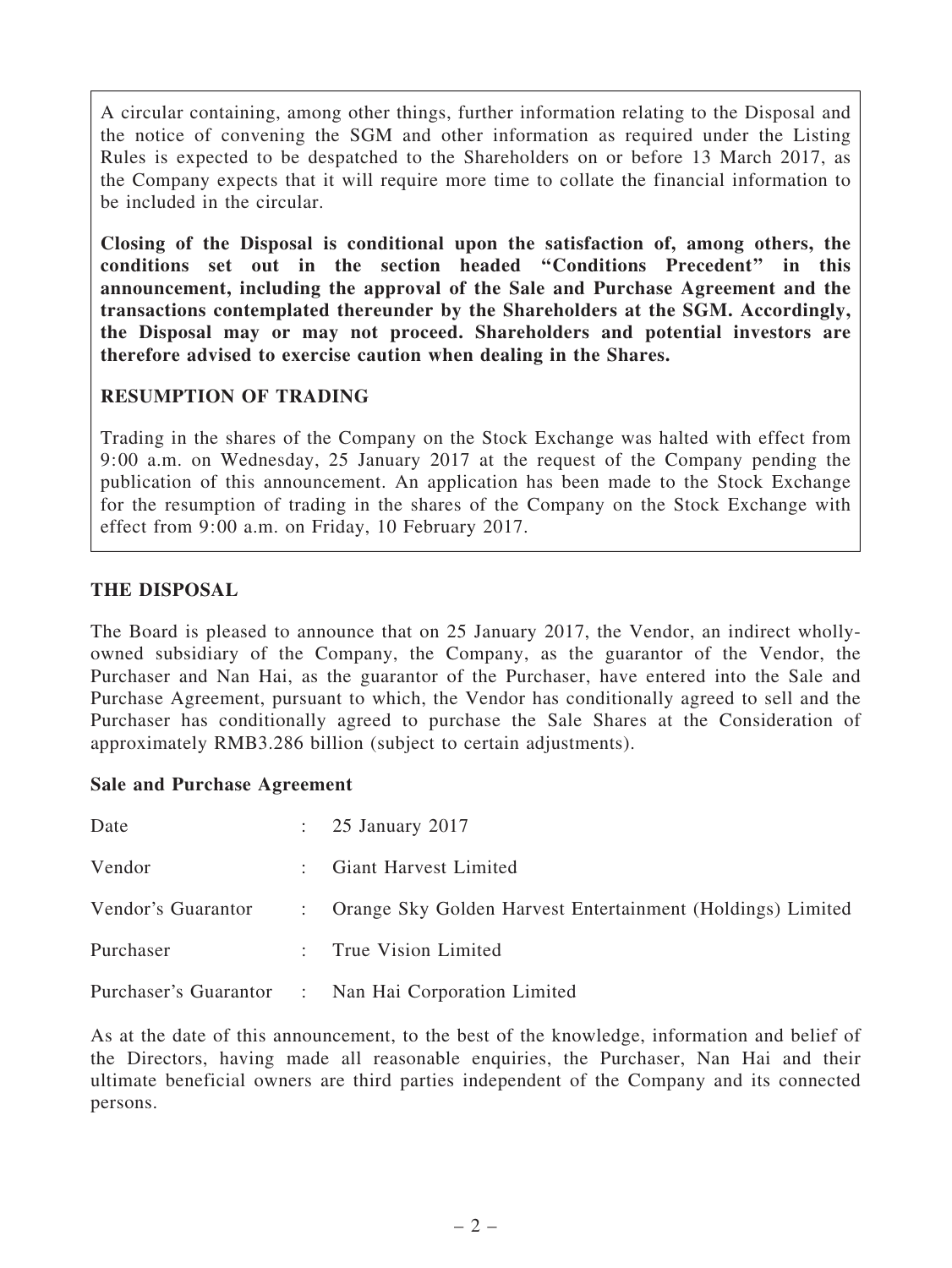A circular containing, among other things, further information relating to the Disposal and the notice of convening the SGM and other information as required under the Listing Rules is expected to be despatched to the Shareholders on or before 13 March 2017, as the Company expects that it will require more time to collate the financial information to be included in the circular.

**Closing of the Disposal is conditional upon the satisfaction of, among others, the conditions set out in the section headed "Conditions Precedent" in this announcement, including the approval of the Sale and Purchase Agreement and the transactions contemplated thereunder by the Shareholders at the SGM. Accordingly, the Disposal may or may not proceed. Shareholders and potential investors are therefore advised to exercise caution when dealing in the Shares.**

**RESUMPTION OF TRADING**

Trading in the shares of the Company on the Stock Exchange was halted with effect from 9:00 a.m. on Wednesday, 25 January 2017 at the request of the Company pending the publication of this announcement. An application has been made to the Stock Exchange for the resumption of trading in the shares of the Company on the Stock Exchange with effect from 9:00 a.m. on Friday, 10 February 2017.

## THE DISPOSAL

The Board is pleased to announce that on 25 January 2017, the Vendor, an indirect wholly-owned subsidiary of the Company, the Company, as the guarantor of the Vendor, the Purchaser and Nan Hai, as the guarantor of the Purchaser, have entered into the Sale and Purchase Agreement, pursuant to which, the Vendor has conditionally agreed to sell and the Purchaser has conditionally agreed to purchase the Sale Shares at the Consideration of approximately RMB3.286 billion (subject to certain adjustments).

### Sale and Purchase Agreement

| | | |
|---|---|---|
| Date | : | 25 January 2017 |
| Vendor | : | Giant Harvest Limited |
| Vendor's Guarantor | : | Orange Sky Golden Harvest Entertainment (Holdings) Limited |
| Purchaser | : | True Vision Limited |
| Purchaser's Guarantor | : | Nan Hai Corporation Limited |

As at the date of this announcement, to the best of the knowledge, information and belief of the Directors, having made all reasonable enquiries, the Purchaser, Nan Hai and their ultimate beneficial owners are third parties independent of the Company and its connected persons.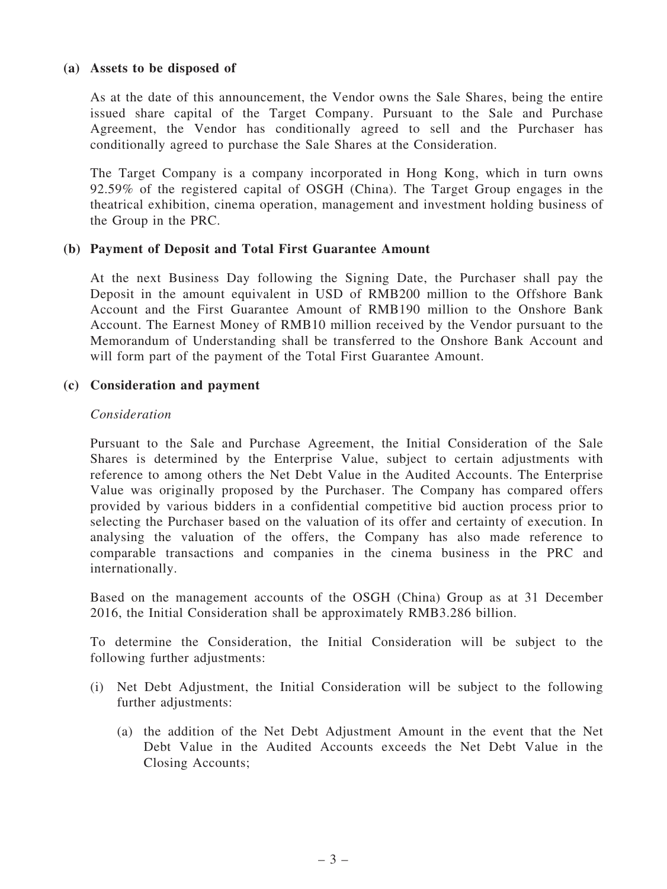**(a) Assets to be disposed of**

As at the date of this announcement, the Vendor owns the Sale Shares, being the entire issued share capital of the Target Company. Pursuant to the Sale and Purchase Agreement, the Vendor has conditionally agreed to sell and the Purchaser has conditionally agreed to purchase the Sale Shares at the Consideration.

The Target Company is a company incorporated in Hong Kong, which in turn owns 92.59% of the registered capital of OSGH (China). The Target Group engages in the theatrical exhibition, cinema operation, management and investment holding business of the Group in the PRC.

**(b) Payment of Deposit and Total First Guarantee Amount**

At the next Business Day following the Signing Date, the Purchaser shall pay the Deposit in the amount equivalent in USD of RMB200 million to the Offshore Bank Account and the First Guarantee Amount of RMB190 million to the Onshore Bank Account. The Earnest Money of RMB10 million received by the Vendor pursuant to the Memorandum of Understanding shall be transferred to the Onshore Bank Account and will form part of the payment of the Total First Guarantee Amount.

**(c) Consideration and payment**

*Consideration*

Pursuant to the Sale and Purchase Agreement, the Initial Consideration of the Sale Shares is determined by the Enterprise Value, subject to certain adjustments with reference to among others the Net Debt Value in the Audited Accounts. The Enterprise Value was originally proposed by the Purchaser. The Company has compared offers provided by various bidders in a confidential competitive bid auction process prior to selecting the Purchaser based on the valuation of its offer and certainty of execution. In analysing the valuation of the offers, the Company has also made reference to comparable transactions and companies in the cinema business in the PRC and internationally.

Based on the management accounts of the OSGH (China) Group as at 31 December 2016, the Initial Consideration shall be approximately RMB3.286 billion.

To determine the Consideration, the Initial Consideration will be subject to the following further adjustments:

(i) Net Debt Adjustment, the Initial Consideration will be subject to the following further adjustments:

   (a) the addition of the Net Debt Adjustment Amount in the event that the Net Debt Value in the Audited Accounts exceeds the Net Debt Value in the Closing Accounts;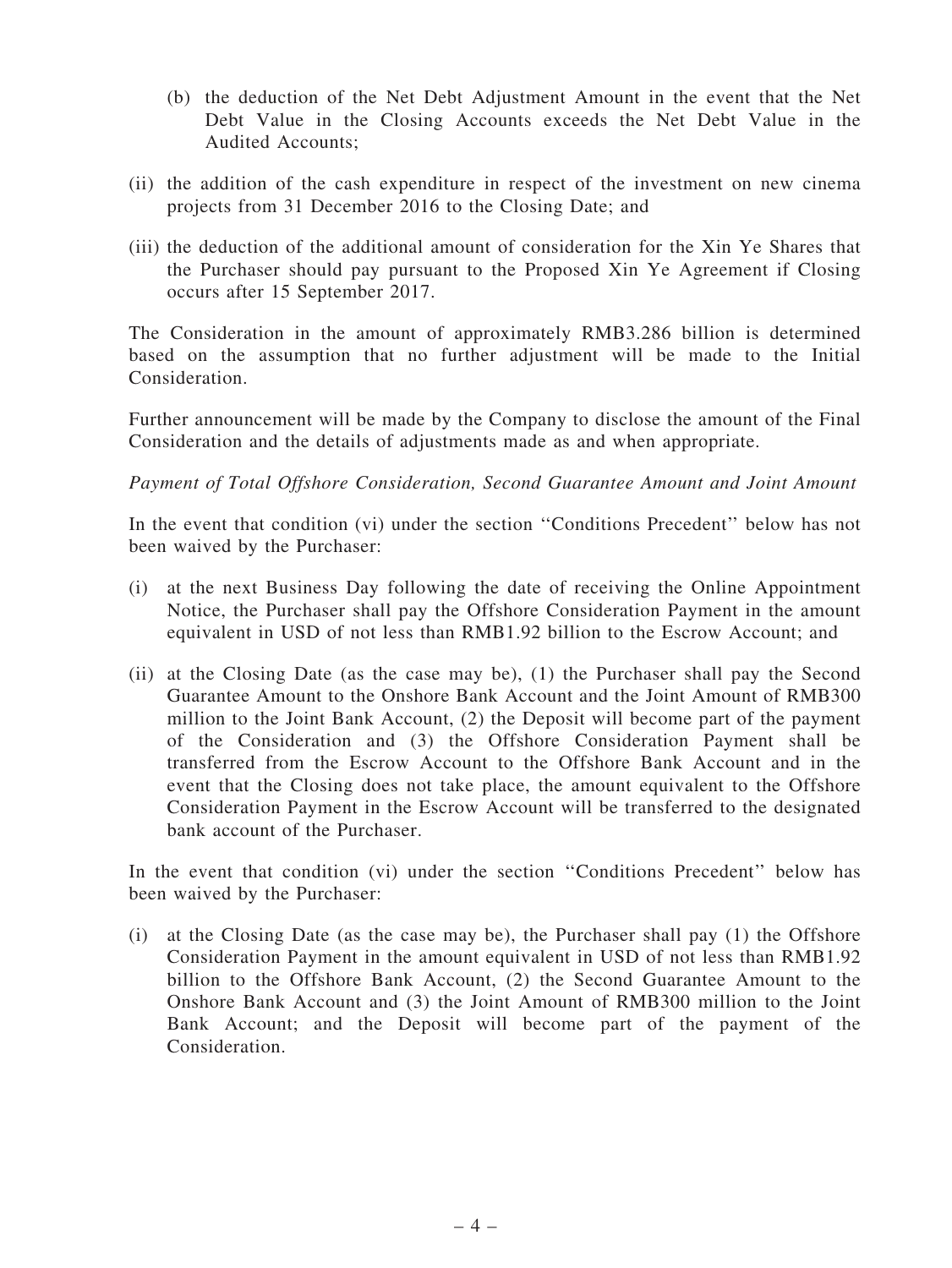(b) the deduction of the Net Debt Adjustment Amount in the event that the Net Debt Value in the Closing Accounts exceeds the Net Debt Value in the Audited Accounts;

(ii) the addition of the cash expenditure in respect of the investment on new cinema projects from 31 December 2016 to the Closing Date; and

(iii) the deduction of the additional amount of consideration for the Xin Ye Shares that the Purchaser should pay pursuant to the Proposed Xin Ye Agreement if Closing occurs after 15 September 2017.

The Consideration in the amount of approximately RMB3.286 billion is determined based on the assumption that no further adjustment will be made to the Initial Consideration.

Further announcement will be made by the Company to disclose the amount of the Final Consideration and the details of adjustments made as and when appropriate.

*Payment of Total Offshore Consideration, Second Guarantee Amount and Joint Amount*

In the event that condition (vi) under the section ''Conditions Precedent'' below has not been waived by the Purchaser:

(i) at the next Business Day following the date of receiving the Online Appointment Notice, the Purchaser shall pay the Offshore Consideration Payment in the amount equivalent in USD of not less than RMB1.92 billion to the Escrow Account; and

(ii) at the Closing Date (as the case may be), (1) the Purchaser shall pay the Second Guarantee Amount to the Onshore Bank Account and the Joint Amount of RMB300 million to the Joint Bank Account, (2) the Deposit will become part of the payment of the Consideration and (3) the Offshore Consideration Payment shall be transferred from the Escrow Account to the Offshore Bank Account and in the event that the Closing does not take place, the amount equivalent to the Offshore Consideration Payment in the Escrow Account will be transferred to the designated bank account of the Purchaser.

In the event that condition (vi) under the section ''Conditions Precedent'' below has been waived by the Purchaser:

(i) at the Closing Date (as the case may be), the Purchaser shall pay (1) the Offshore Consideration Payment in the amount equivalent in USD of not less than RMB1.92 billion to the Offshore Bank Account, (2) the Second Guarantee Amount to the Onshore Bank Account and (3) the Joint Amount of RMB300 million to the Joint Bank Account; and the Deposit will become part of the payment of the Consideration.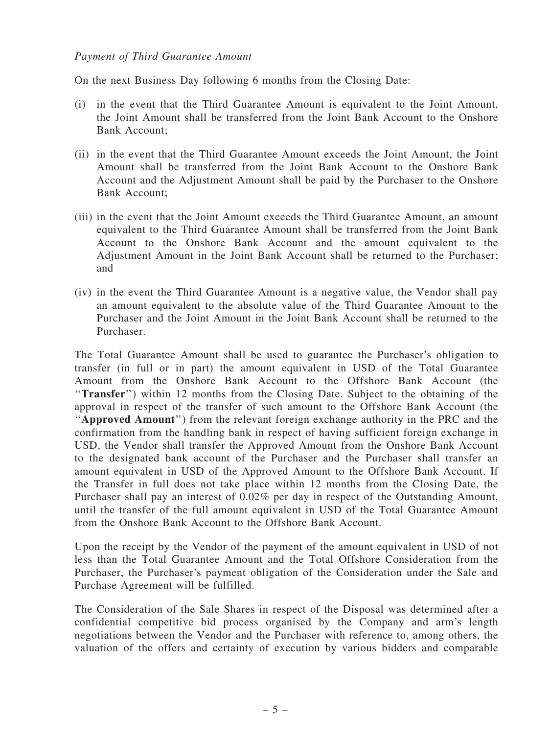*Payment of Third Guarantee Amount*

On the next Business Day following 6 months from the Closing Date:

(i) in the event that the Third Guarantee Amount is equivalent to the Joint Amount, the Joint Amount shall be transferred from the Joint Bank Account to the Onshore Bank Account;

(ii) in the event that the Third Guarantee Amount exceeds the Joint Amount, the Joint Amount shall be transferred from the Joint Bank Account to the Onshore Bank Account and the Adjustment Amount shall be paid by the Purchaser to the Onshore Bank Account;

(iii) in the event that the Joint Amount exceeds the Third Guarantee Amount, an amount equivalent to the Third Guarantee Amount shall be transferred from the Joint Bank Account to the Onshore Bank Account and the amount equivalent to the Adjustment Amount in the Joint Bank Account shall be returned to the Purchaser; and

(iv) in the event the Third Guarantee Amount is a negative value, the Vendor shall pay an amount equivalent to the absolute value of the Third Guarantee Amount to the Purchaser and the Joint Amount in the Joint Bank Account shall be returned to the Purchaser.

The Total Guarantee Amount shall be used to guarantee the Purchaser's obligation to transfer (in full or in part) the amount equivalent in USD of the Total Guarantee Amount from the Onshore Bank Account to the Offshore Bank Account (the "**Transfer**") within 12 months from the Closing Date. Subject to the obtaining of the approval in respect of the transfer of such amount to the Offshore Bank Account (the "**Approved Amount**") from the relevant foreign exchange authority in the PRC and the confirmation from the handling bank in respect of having sufficient foreign exchange in USD, the Vendor shall transfer the Approved Amount from the Onshore Bank Account to the designated bank account of the Purchaser and the Purchaser shall transfer an amount equivalent in USD of the Approved Amount to the Offshore Bank Account. If the Transfer in full does not take place within 12 months from the Closing Date, the Purchaser shall pay an interest of 0.02% per day in respect of the Outstanding Amount, until the transfer of the full amount equivalent in USD of the Total Guarantee Amount from the Onshore Bank Account to the Offshore Bank Account.

Upon the receipt by the Vendor of the payment of the amount equivalent in USD of not less than the Total Guarantee Amount and the Total Offshore Consideration from the Purchaser, the Purchaser's payment obligation of the Consideration under the Sale and Purchase Agreement will be fulfilled.

The Consideration of the Sale Shares in respect of the Disposal was determined after a confidential competitive bid process organised by the Company and arm's length negotiations between the Vendor and the Purchaser with reference to, among others, the valuation of the offers and certainty of execution by various bidders and comparable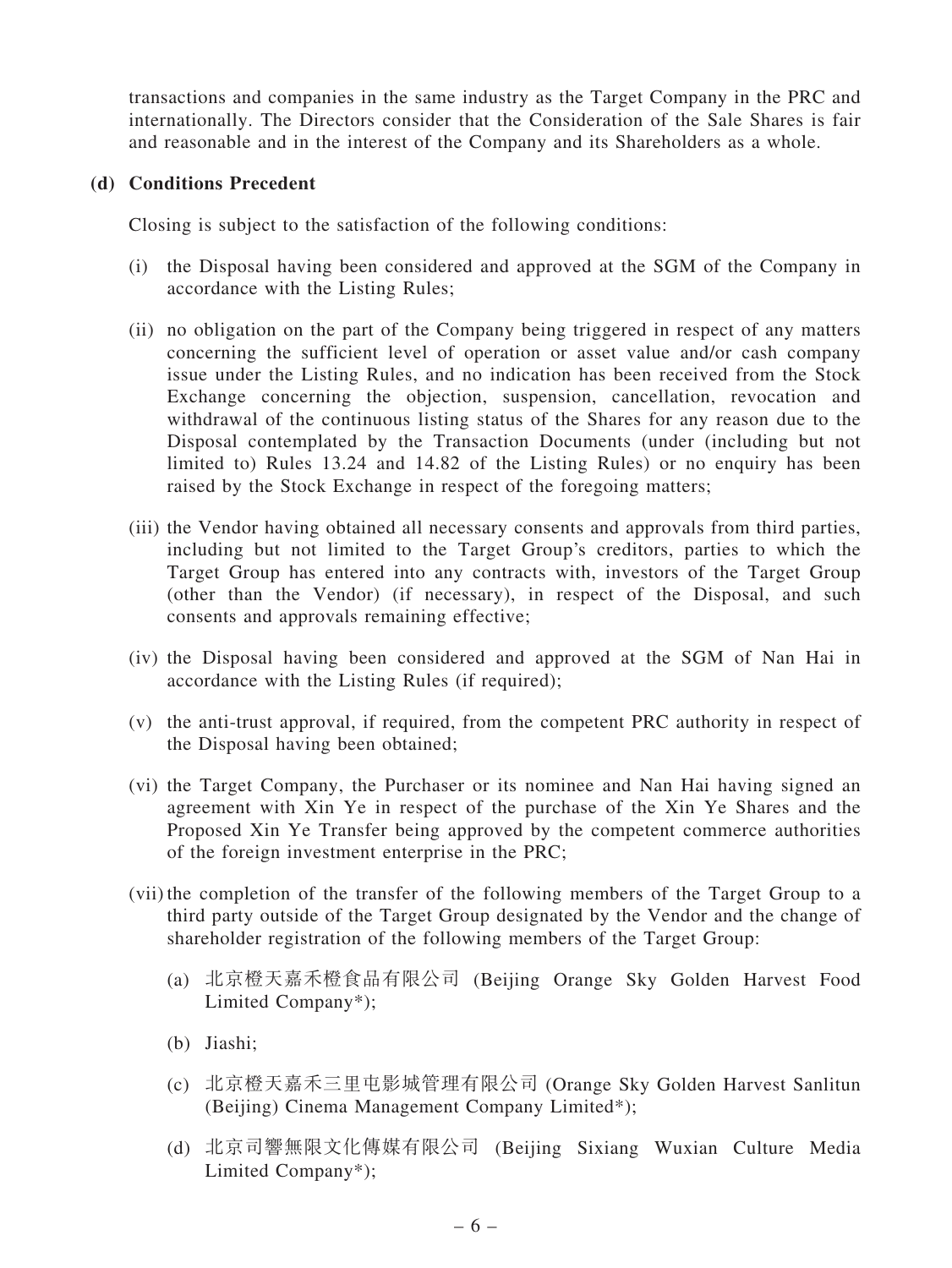transactions and companies in the same industry as the Target Company in the PRC and internationally. The Directors consider that the Consideration of the Sale Shares is fair and reasonable and in the interest of the Company and its Shareholders as a whole.

**(d) Conditions Precedent**

Closing is subject to the satisfaction of the following conditions:

(i) the Disposal having been considered and approved at the SGM of the Company in accordance with the Listing Rules;

(ii) no obligation on the part of the Company being triggered in respect of any matters concerning the sufficient level of operation or asset value and/or cash company issue under the Listing Rules, and no indication has been received from the Stock Exchange concerning the objection, suspension, cancellation, revocation and withdrawal of the continuous listing status of the Shares for any reason due to the Disposal contemplated by the Transaction Documents (under (including but not limited to) Rules 13.24 and 14.82 of the Listing Rules) or no enquiry has been raised by the Stock Exchange in respect of the foregoing matters;

(iii) the Vendor having obtained all necessary consents and approvals from third parties, including but not limited to the Target Group's creditors, parties to which the Target Group has entered into any contracts with, investors of the Target Group (other than the Vendor) (if necessary), in respect of the Disposal, and such consents and approvals remaining effective;

(iv) the Disposal having been considered and approved at the SGM of Nan Hai in accordance with the Listing Rules (if required);

(v) the anti-trust approval, if required, from the competent PRC authority in respect of the Disposal having been obtained;

(vi) the Target Company, the Purchaser or its nominee and Nan Hai having signed an agreement with Xin Ye in respect of the purchase of the Xin Ye Shares and the Proposed Xin Ye Transfer being approved by the competent commerce authorities of the foreign investment enterprise in the PRC;

(vii) the completion of the transfer of the following members of the Target Group to a third party outside of the Target Group designated by the Vendor and the change of shareholder registration of the following members of the Target Group:

(a) 北京橙天嘉禾橙食品有限公司 (Beijing Orange Sky Golden Harvest Food Limited Company*);

(b) Jiashi;

(c) 北京橙天嘉禾三里屯影城管理有限公司 (Orange Sky Golden Harvest Sanlitun (Beijing) Cinema Management Company Limited*);

(d) 北京司響無限文化傳媒有限公司 (Beijing Sixiang Wuxian Culture Media Limited Company*);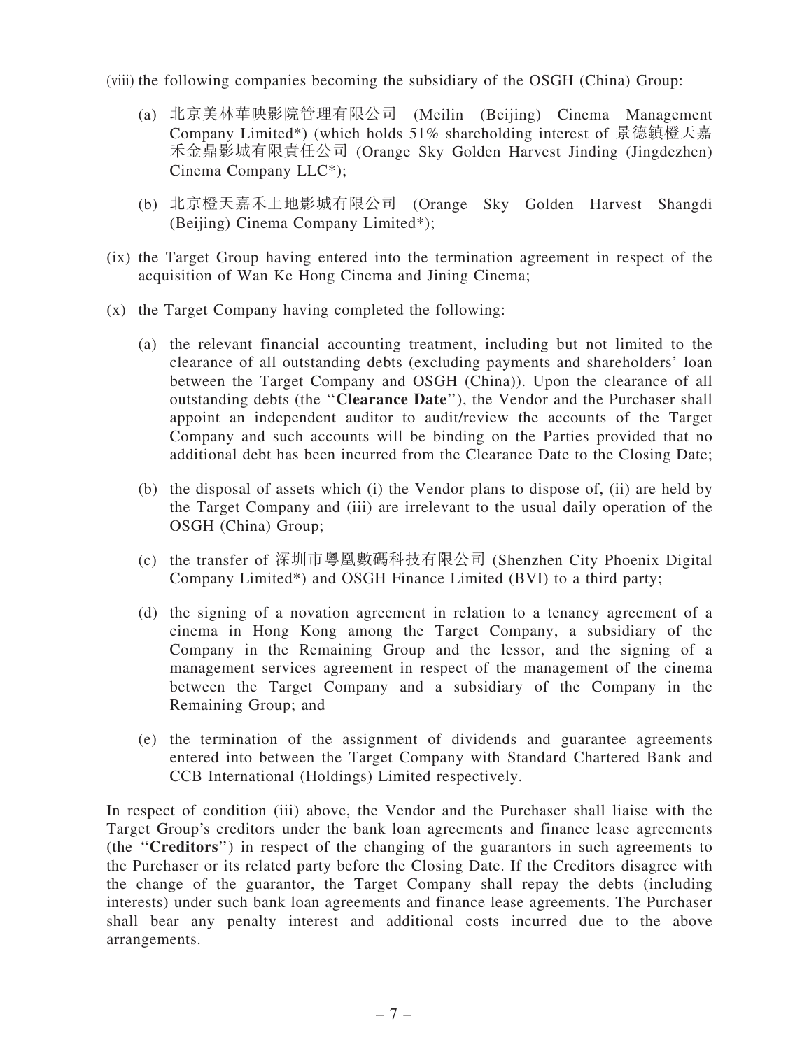(viii) the following companies becoming the subsidiary of the OSGH (China) Group:

(a) 北京美林華映影院管理有限公司 (Meilin (Beijing) Cinema Management Company Limited*) (which holds 51% shareholding interest of 景德鎮橙天嘉禾金鼎影城有限責任公司 (Orange Sky Golden Harvest Jinding (Jingdezhen) Cinema Company LLC*);

(b) 北京橙天嘉禾上地影城有限公司 (Orange Sky Golden Harvest Shangdi (Beijing) Cinema Company Limited*);

(ix) the Target Group having entered into the termination agreement in respect of the acquisition of Wan Ke Hong Cinema and Jining Cinema;

(x) the Target Company having completed the following:

(a) the relevant financial accounting treatment, including but not limited to the clearance of all outstanding debts (excluding payments and shareholders' loan between the Target Company and OSGH (China)). Upon the clearance of all outstanding debts (the "**Clearance Date**"), the Vendor and the Purchaser shall appoint an independent auditor to audit/review the accounts of the Target Company and such accounts will be binding on the Parties provided that no additional debt has been incurred from the Clearance Date to the Closing Date;

(b) the disposal of assets which (i) the Vendor plans to dispose of, (ii) are held by the Target Company and (iii) are irrelevant to the usual daily operation of the OSGH (China) Group;

(c) the transfer of 深圳市粵凰數碼科技有限公司 (Shenzhen City Phoenix Digital Company Limited*) and OSGH Finance Limited (BVI) to a third party;

(d) the signing of a novation agreement in relation to a tenancy agreement of a cinema in Hong Kong among the Target Company, a subsidiary of the Company in the Remaining Group and the lessor, and the signing of a management services agreement in respect of the management of the cinema between the Target Company and a subsidiary of the Company in the Remaining Group; and

(e) the termination of the assignment of dividends and guarantee agreements entered into between the Target Company with Standard Chartered Bank and CCB International (Holdings) Limited respectively.

In respect of condition (iii) above, the Vendor and the Purchaser shall liaise with the Target Group's creditors under the bank loan agreements and finance lease agreements (the "**Creditors**") in respect of the changing of the guarantors in such agreements to the Purchaser or its related party before the Closing Date. If the Creditors disagree with the change of the guarantor, the Target Company shall repay the debts (including interests) under such bank loan agreements and finance lease agreements. The Purchaser shall bear any penalty interest and additional costs incurred due to the above arrangements.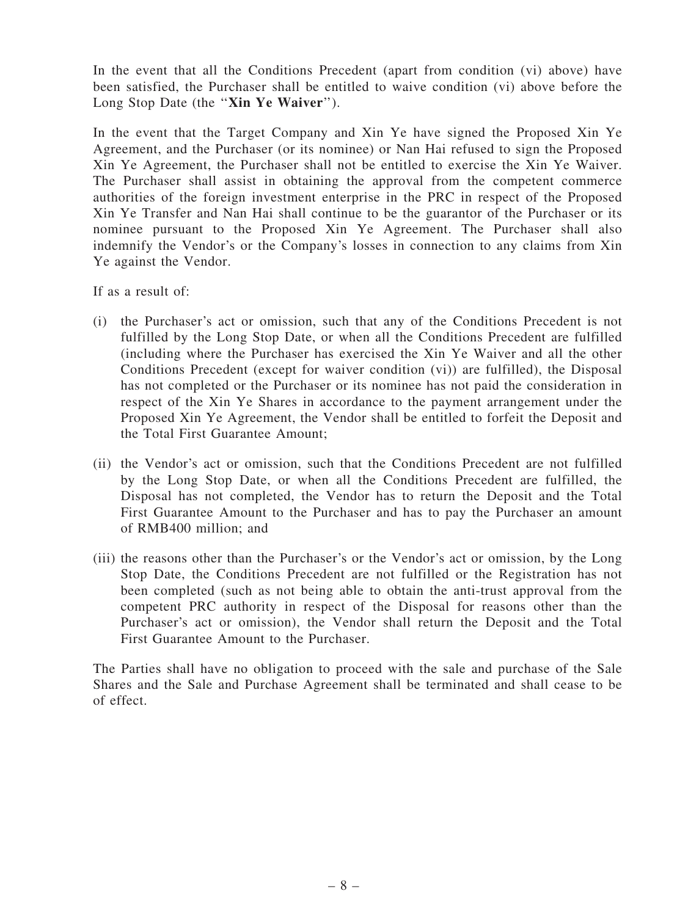In the event that all the Conditions Precedent (apart from condition (vi) above) have been satisfied, the Purchaser shall be entitled to waive condition (vi) above before the Long Stop Date (the "**Xin Ye Waiver**").

In the event that the Target Company and Xin Ye have signed the Proposed Xin Ye Agreement, and the Purchaser (or its nominee) or Nan Hai refused to sign the Proposed Xin Ye Agreement, the Purchaser shall not be entitled to exercise the Xin Ye Waiver. The Purchaser shall assist in obtaining the approval from the competent commerce authorities of the foreign investment enterprise in the PRC in respect of the Proposed Xin Ye Transfer and Nan Hai shall continue to be the guarantor of the Purchaser or its nominee pursuant to the Proposed Xin Ye Agreement. The Purchaser shall also indemnify the Vendor's or the Company's losses in connection to any claims from Xin Ye against the Vendor.

If as a result of:

(i) the Purchaser's act or omission, such that any of the Conditions Precedent is not fulfilled by the Long Stop Date, or when all the Conditions Precedent are fulfilled (including where the Purchaser has exercised the Xin Ye Waiver and all the other Conditions Precedent (except for waiver condition (vi)) are fulfilled), the Disposal has not completed or the Purchaser or its nominee has not paid the consideration in respect of the Xin Ye Shares in accordance to the payment arrangement under the Proposed Xin Ye Agreement, the Vendor shall be entitled to forfeit the Deposit and the Total First Guarantee Amount;

(ii) the Vendor's act or omission, such that the Conditions Precedent are not fulfilled by the Long Stop Date, or when all the Conditions Precedent are fulfilled, the Disposal has not completed, the Vendor has to return the Deposit and the Total First Guarantee Amount to the Purchaser and has to pay the Purchaser an amount of RMB400 million; and

(iii) the reasons other than the Purchaser's or the Vendor's act or omission, by the Long Stop Date, the Conditions Precedent are not fulfilled or the Registration has not been completed (such as not being able to obtain the anti-trust approval from the competent PRC authority in respect of the Disposal for reasons other than the Purchaser's act or omission), the Vendor shall return the Deposit and the Total First Guarantee Amount to the Purchaser.

The Parties shall have no obligation to proceed with the sale and purchase of the Sale Shares and the Sale and Purchase Agreement shall be terminated and shall cease to be of effect.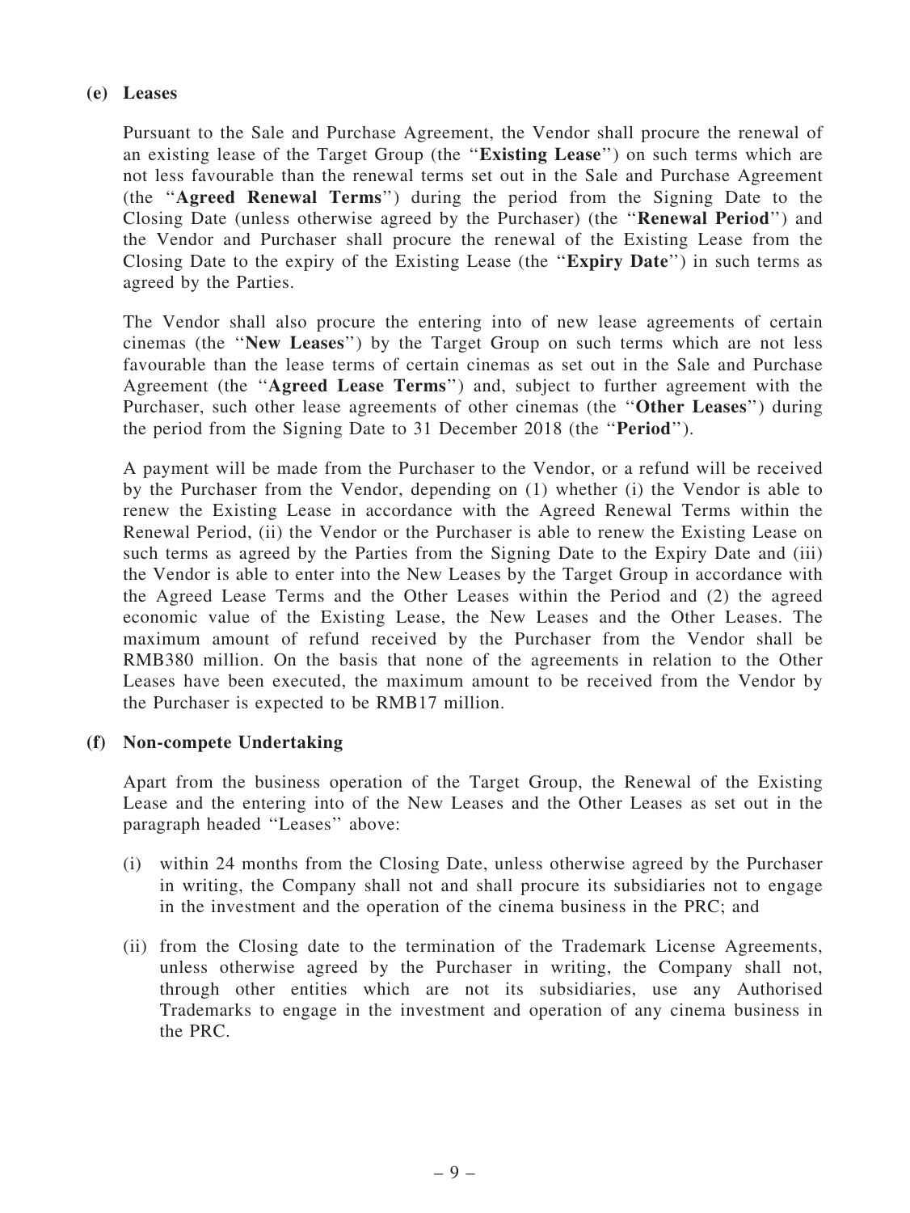**(e) Leases**

Pursuant to the Sale and Purchase Agreement, the Vendor shall procure the renewal of an existing lease of the Target Group (the "**Existing Lease**") on such terms which are not less favourable than the renewal terms set out in the Sale and Purchase Agreement (the "**Agreed Renewal Terms**") during the period from the Signing Date to the Closing Date (unless otherwise agreed by the Purchaser) (the "**Renewal Period**") and the Vendor and Purchaser shall procure the renewal of the Existing Lease from the Closing Date to the expiry of the Existing Lease (the "**Expiry Date**") in such terms as agreed by the Parties.

The Vendor shall also procure the entering into of new lease agreements of certain cinemas (the "**New Leases**") by the Target Group on such terms which are not less favourable than the lease terms of certain cinemas as set out in the Sale and Purchase Agreement (the "**Agreed Lease Terms**") and, subject to further agreement with the Purchaser, such other lease agreements of other cinemas (the "**Other Leases**") during the period from the Signing Date to 31 December 2018 (the "**Period**").

A payment will be made from the Purchaser to the Vendor, or a refund will be received by the Purchaser from the Vendor, depending on (1) whether (i) the Vendor is able to renew the Existing Lease in accordance with the Agreed Renewal Terms within the Renewal Period, (ii) the Vendor or the Purchaser is able to renew the Existing Lease on such terms as agreed by the Parties from the Signing Date to the Expiry Date and (iii) the Vendor is able to enter into the New Leases by the Target Group in accordance with the Agreed Lease Terms and the Other Leases within the Period and (2) the agreed economic value of the Existing Lease, the New Leases and the Other Leases. The maximum amount of refund received by the Purchaser from the Vendor shall be RMB380 million. On the basis that none of the agreements in relation to the Other Leases have been executed, the maximum amount to be received from the Vendor by the Purchaser is expected to be RMB17 million.

**(f) Non-compete Undertaking**

Apart from the business operation of the Target Group, the Renewal of the Existing Lease and the entering into of the New Leases and the Other Leases as set out in the paragraph headed "Leases" above:

(i) within 24 months from the Closing Date, unless otherwise agreed by the Purchaser in writing, the Company shall not and shall procure its subsidiaries not to engage in the investment and the operation of the cinema business in the PRC; and

(ii) from the Closing date to the termination of the Trademark License Agreements, unless otherwise agreed by the Purchaser in writing, the Company shall not, through other entities which are not its subsidiaries, use any Authorised Trademarks to engage in the investment and operation of any cinema business in the PRC.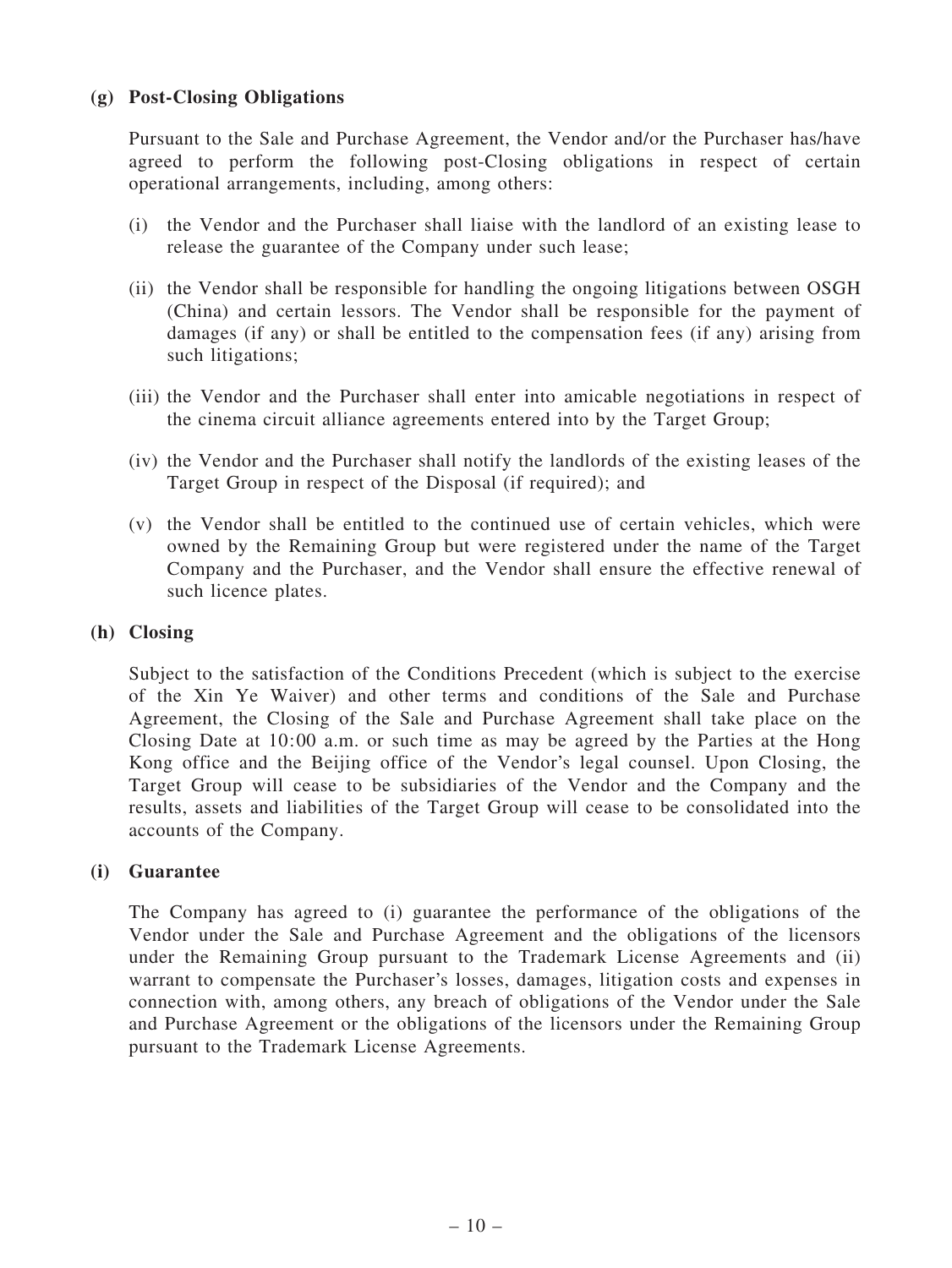**(g) Post-Closing Obligations**

Pursuant to the Sale and Purchase Agreement, the Vendor and/or the Purchaser has/have agreed to perform the following post-Closing obligations in respect of certain operational arrangements, including, among others:

(i) the Vendor and the Purchaser shall liaise with the landlord of an existing lease to release the guarantee of the Company under such lease;

(ii) the Vendor shall be responsible for handling the ongoing litigations between OSGH (China) and certain lessors. The Vendor shall be responsible for the payment of damages (if any) or shall be entitled to the compensation fees (if any) arising from such litigations;

(iii) the Vendor and the Purchaser shall enter into amicable negotiations in respect of the cinema circuit alliance agreements entered into by the Target Group;

(iv) the Vendor and the Purchaser shall notify the landlords of the existing leases of the Target Group in respect of the Disposal (if required); and

(v) the Vendor shall be entitled to the continued use of certain vehicles, which were owned by the Remaining Group but were registered under the name of the Target Company and the Purchaser, and the Vendor shall ensure the effective renewal of such licence plates.

**(h) Closing**

Subject to the satisfaction of the Conditions Precedent (which is subject to the exercise of the Xin Ye Waiver) and other terms and conditions of the Sale and Purchase Agreement, the Closing of the Sale and Purchase Agreement shall take place on the Closing Date at 10:00 a.m. or such time as may be agreed by the Parties at the Hong Kong office and the Beijing office of the Vendor's legal counsel. Upon Closing, the Target Group will cease to be subsidiaries of the Vendor and the Company and the results, assets and liabilities of the Target Group will cease to be consolidated into the accounts of the Company.

**(i) Guarantee**

The Company has agreed to (i) guarantee the performance of the obligations of the Vendor under the Sale and Purchase Agreement and the obligations of the licensors under the Remaining Group pursuant to the Trademark License Agreements and (ii) warrant to compensate the Purchaser's losses, damages, litigation costs and expenses in connection with, among others, any breach of obligations of the Vendor under the Sale and Purchase Agreement or the obligations of the licensors under the Remaining Group pursuant to the Trademark License Agreements.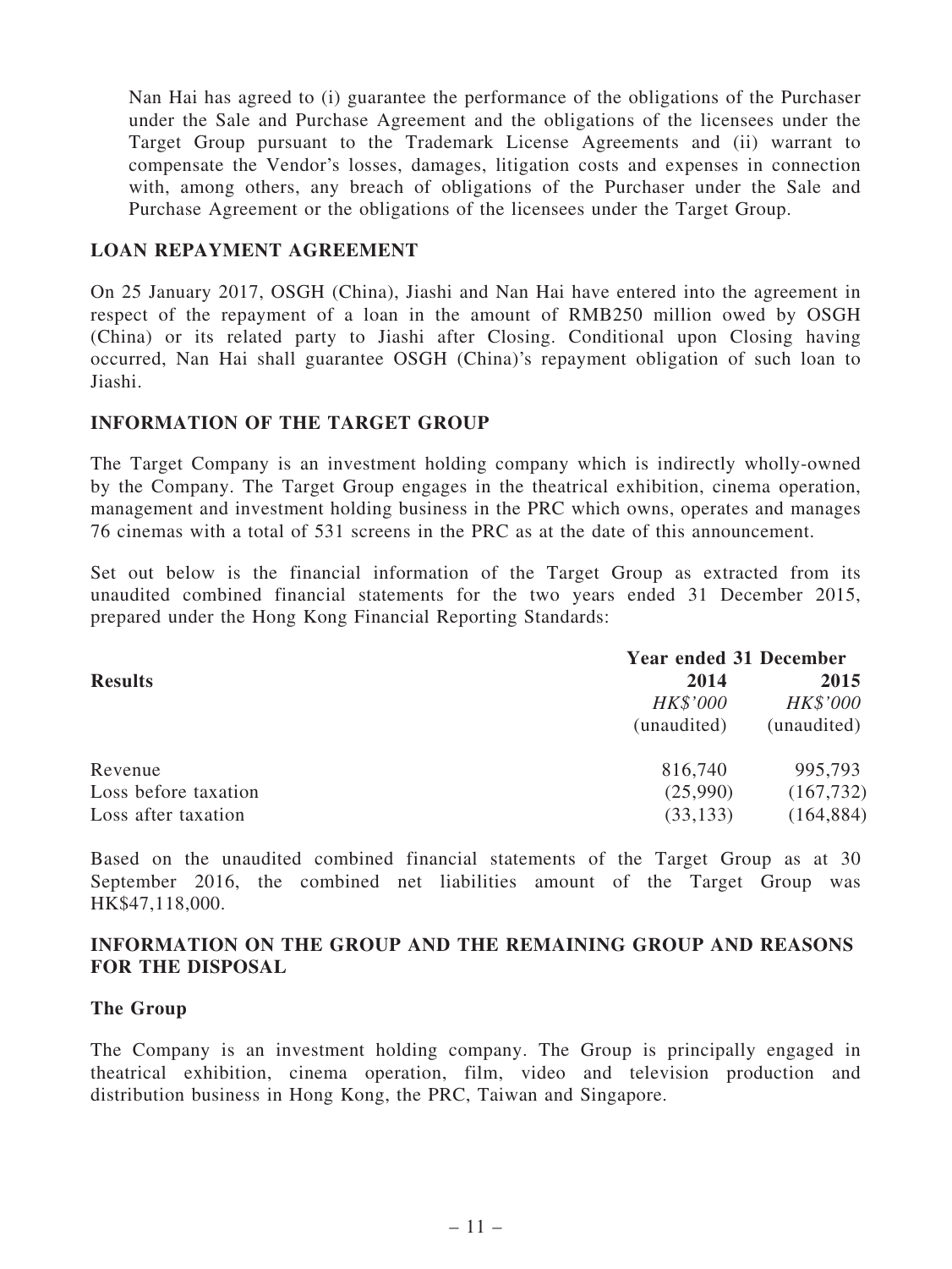Nan Hai has agreed to (i) guarantee the performance of the obligations of the Purchaser under the Sale and Purchase Agreement and the obligations of the licensees under the Target Group pursuant to the Trademark License Agreements and (ii) warrant to compensate the Vendor's losses, damages, litigation costs and expenses in connection with, among others, any breach of obligations of the Purchaser under the Sale and Purchase Agreement or the obligations of the licensees under the Target Group.

## LOAN REPAYMENT AGREEMENT

On 25 January 2017, OSGH (China), Jiashi and Nan Hai have entered into the agreement in respect of the repayment of a loan in the amount of RMB250 million owed by OSGH (China) or its related party to Jiashi after Closing. Conditional upon Closing having occurred, Nan Hai shall guarantee OSGH (China)'s repayment obligation of such loan to Jiashi.

## INFORMATION OF THE TARGET GROUP

The Target Company is an investment holding company which is indirectly wholly-owned by the Company. The Target Group engages in the theatrical exhibition, cinema operation, management and investment holding business in the PRC which owns, operates and manages 76 cinemas with a total of 531 screens in the PRC as at the date of this announcement.

Set out below is the financial information of the Target Group as extracted from its unaudited combined financial statements for the two years ended 31 December 2015, prepared under the Hong Kong Financial Reporting Standards:

| | Year ended 31 December | |
|---|---|---|
| **Results** | **2014** | **2015** |
| | *HK$'000* | *HK$'000* |
| | (unaudited) | (unaudited) |
| Revenue | 816,740 | 995,793 |
| Loss before taxation | (25,990) | (167,732) |
| Loss after taxation | (33,133) | (164,884) |

Based on the unaudited combined financial statements of the Target Group as at 30 September 2016, the combined net liabilities amount of the Target Group was HK$47,118,000.

## INFORMATION ON THE GROUP AND THE REMAINING GROUP AND REASONS FOR THE DISPOSAL

### The Group

The Company is an investment holding company. The Group is principally engaged in theatrical exhibition, cinema operation, film, video and television production and distribution business in Hong Kong, the PRC, Taiwan and Singapore.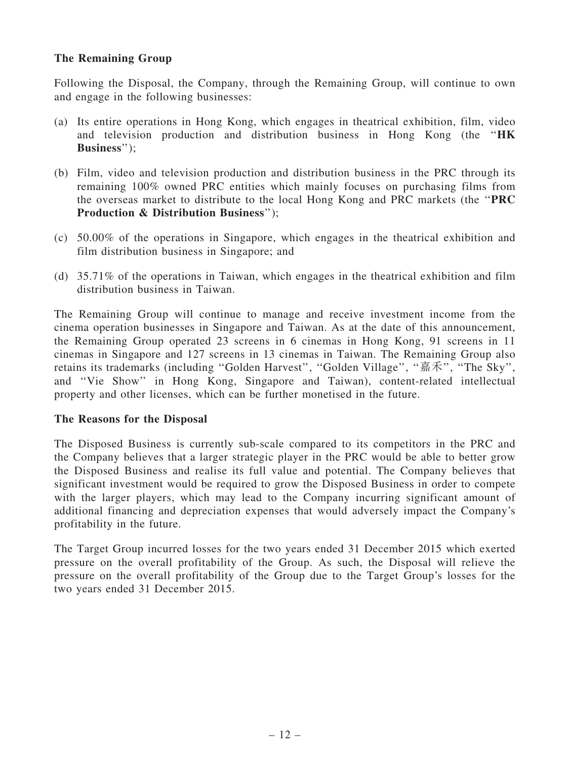**The Remaining Group**

Following the Disposal, the Company, through the Remaining Group, will continue to own and engage in the following businesses:

(a) Its entire operations in Hong Kong, which engages in theatrical exhibition, film, video and television production and distribution business in Hong Kong (the "**HK Business**");

(b) Film, video and television production and distribution business in the PRC through its remaining 100% owned PRC entities which mainly focuses on purchasing films from the overseas market to distribute to the local Hong Kong and PRC markets (the "**PRC Production & Distribution Business**");

(c) 50.00% of the operations in Singapore, which engages in the theatrical exhibition and film distribution business in Singapore; and

(d) 35.71% of the operations in Taiwan, which engages in the theatrical exhibition and film distribution business in Taiwan.

The Remaining Group will continue to manage and receive investment income from the cinema operation businesses in Singapore and Taiwan. As at the date of this announcement, the Remaining Group operated 23 screens in 6 cinemas in Hong Kong, 91 screens in 11 cinemas in Singapore and 127 screens in 13 cinemas in Taiwan. The Remaining Group also retains its trademarks (including "Golden Harvest", "Golden Village", "嘉禾", "The Sky", and "Vie Show" in Hong Kong, Singapore and Taiwan), content-related intellectual property and other licenses, which can be further monetised in the future.

**The Reasons for the Disposal**

The Disposed Business is currently sub-scale compared to its competitors in the PRC and the Company believes that a larger strategic player in the PRC would be able to better grow the Disposed Business and realise its full value and potential. The Company believes that significant investment would be required to grow the Disposed Business in order to compete with the larger players, which may lead to the Company incurring significant amount of additional financing and depreciation expenses that would adversely impact the Company's profitability in the future.

The Target Group incurred losses for the two years ended 31 December 2015 which exerted pressure on the overall profitability of the Group. As such, the Disposal will relieve the pressure on the overall profitability of the Group due to the Target Group's losses for the two years ended 31 December 2015.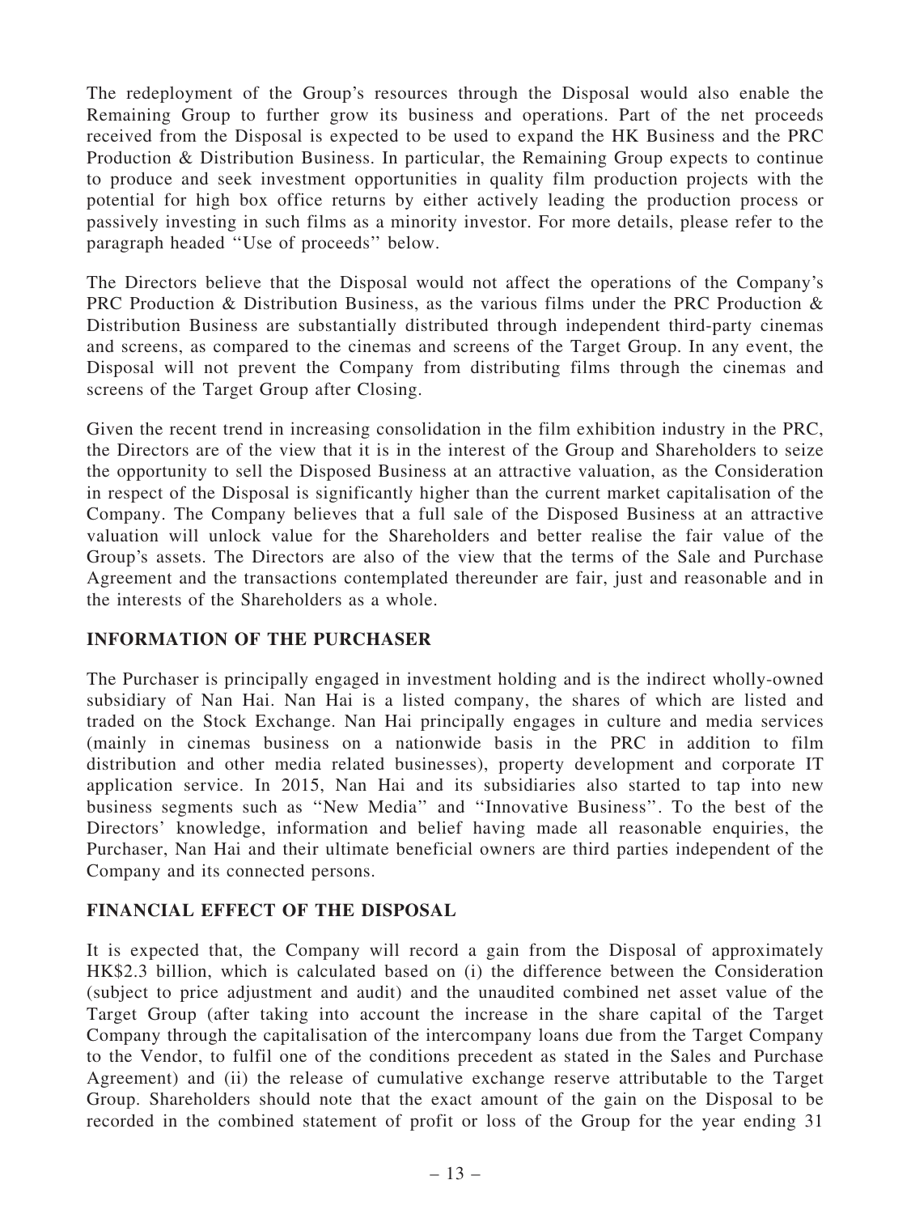The redeployment of the Group's resources through the Disposal would also enable the Remaining Group to further grow its business and operations. Part of the net proceeds received from the Disposal is expected to be used to expand the HK Business and the PRC Production & Distribution Business. In particular, the Remaining Group expects to continue to produce and seek investment opportunities in quality film production projects with the potential for high box office returns by either actively leading the production process or passively investing in such films as a minority investor. For more details, please refer to the paragraph headed ''Use of proceeds'' below.

The Directors believe that the Disposal would not affect the operations of the Company's PRC Production & Distribution Business, as the various films under the PRC Production & Distribution Business are substantially distributed through independent third-party cinemas and screens, as compared to the cinemas and screens of the Target Group. In any event, the Disposal will not prevent the Company from distributing films through the cinemas and screens of the Target Group after Closing.

Given the recent trend in increasing consolidation in the film exhibition industry in the PRC, the Directors are of the view that it is in the interest of the Group and Shareholders to seize the opportunity to sell the Disposed Business at an attractive valuation, as the Consideration in respect of the Disposal is significantly higher than the current market capitalisation of the Company. The Company believes that a full sale of the Disposed Business at an attractive valuation will unlock value for the Shareholders and better realise the fair value of the Group's assets. The Directors are also of the view that the terms of the Sale and Purchase Agreement and the transactions contemplated thereunder are fair, just and reasonable and in the interests of the Shareholders as a whole.

## INFORMATION OF THE PURCHASER

The Purchaser is principally engaged in investment holding and is the indirect wholly-owned subsidiary of Nan Hai. Nan Hai is a listed company, the shares of which are listed and traded on the Stock Exchange. Nan Hai principally engages in culture and media services (mainly in cinemas business on a nationwide basis in the PRC in addition to film distribution and other media related businesses), property development and corporate IT application service. In 2015, Nan Hai and its subsidiaries also started to tap into new business segments such as ''New Media'' and ''Innovative Business''. To the best of the Directors' knowledge, information and belief having made all reasonable enquiries, the Purchaser, Nan Hai and their ultimate beneficial owners are third parties independent of the Company and its connected persons.

## FINANCIAL EFFECT OF THE DISPOSAL

It is expected that, the Company will record a gain from the Disposal of approximately HK$2.3 billion, which is calculated based on (i) the difference between the Consideration (subject to price adjustment and audit) and the unaudited combined net asset value of the Target Group (after taking into account the increase in the share capital of the Target Company through the capitalisation of the intercompany loans due from the Target Company to the Vendor, to fulfil one of the conditions precedent as stated in the Sales and Purchase Agreement) and (ii) the release of cumulative exchange reserve attributable to the Target Group. Shareholders should note that the exact amount of the gain on the Disposal to be recorded in the combined statement of profit or loss of the Group for the year ending 31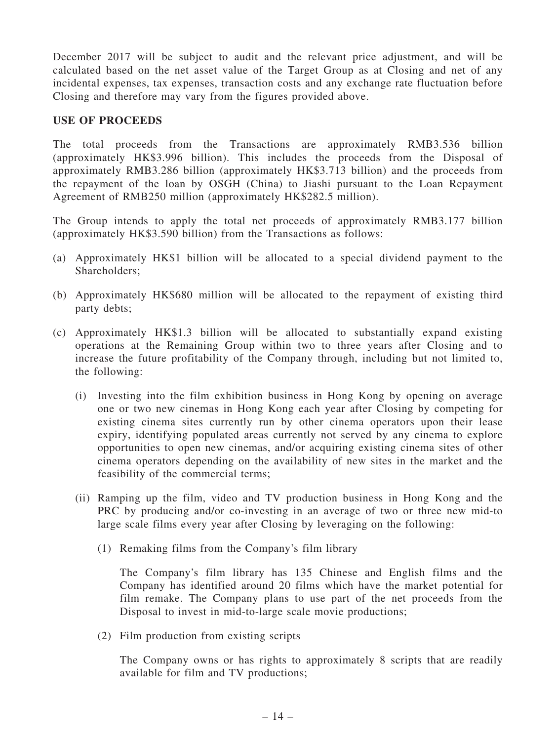December 2017 will be subject to audit and the relevant price adjustment, and will be calculated based on the net asset value of the Target Group as at Closing and net of any incidental expenses, tax expenses, transaction costs and any exchange rate fluctuation before Closing and therefore may vary from the figures provided above.

**USE OF PROCEEDS**

The total proceeds from the Transactions are approximately RMB3.536 billion (approximately HK$3.996 billion). This includes the proceeds from the Disposal of approximately RMB3.286 billion (approximately HK$3.713 billion) and the proceeds from the repayment of the loan by OSGH (China) to Jiashi pursuant to the Loan Repayment Agreement of RMB250 million (approximately HK$282.5 million).

The Group intends to apply the total net proceeds of approximately RMB3.177 billion (approximately HK$3.590 billion) from the Transactions as follows:

(a) Approximately HK$1 billion will be allocated to a special dividend payment to the Shareholders;

(b) Approximately HK$680 million will be allocated to the repayment of existing third party debts;

(c) Approximately HK$1.3 billion will be allocated to substantially expand existing operations at the Remaining Group within two to three years after Closing and to increase the future profitability of the Company through, including but not limited to, the following:

   (i) Investing into the film exhibition business in Hong Kong by opening on average one or two new cinemas in Hong Kong each year after Closing by competing for existing cinema sites currently run by other cinema operators upon their lease expiry, identifying populated areas currently not served by any cinema to explore opportunities to open new cinemas, and/or acquiring existing cinema sites of other cinema operators depending on the availability of new sites in the market and the feasibility of the commercial terms;

   (ii) Ramping up the film, video and TV production business in Hong Kong and the PRC by producing and/or co-investing in an average of two or three new mid-to large scale films every year after Closing by leveraging on the following:

      (1) Remaking films from the Company's film library

      The Company's film library has 135 Chinese and English films and the Company has identified around 20 films which have the market potential for film remake. The Company plans to use part of the net proceeds from the Disposal to invest in mid-to-large scale movie productions;

      (2) Film production from existing scripts

      The Company owns or has rights to approximately 8 scripts that are readily available for film and TV productions;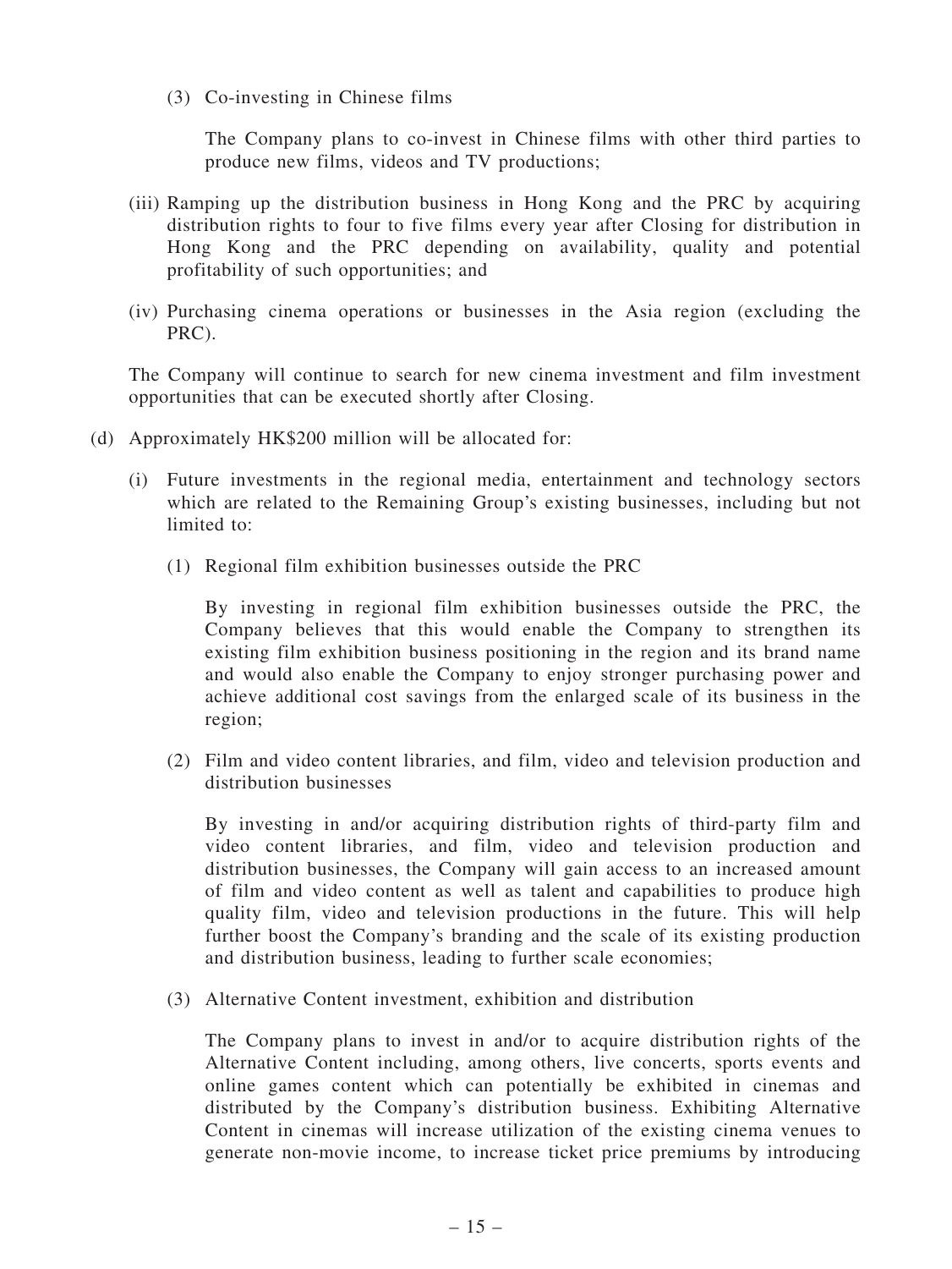(3) Co-investing in Chinese films

The Company plans to co-invest in Chinese films with other third parties to produce new films, videos and TV productions;

(iii) Ramping up the distribution business in Hong Kong and the PRC by acquiring distribution rights to four to five films every year after Closing for distribution in Hong Kong and the PRC depending on availability, quality and potential profitability of such opportunities; and

(iv) Purchasing cinema operations or businesses in the Asia region (excluding the PRC).

The Company will continue to search for new cinema investment and film investment opportunities that can be executed shortly after Closing.

(d) Approximately HK$200 million will be allocated for:

(i) Future investments in the regional media, entertainment and technology sectors which are related to the Remaining Group's existing businesses, including but not limited to:

(1) Regional film exhibition businesses outside the PRC

By investing in regional film exhibition businesses outside the PRC, the Company believes that this would enable the Company to strengthen its existing film exhibition business positioning in the region and its brand name and would also enable the Company to enjoy stronger purchasing power and achieve additional cost savings from the enlarged scale of its business in the region;

(2) Film and video content libraries, and film, video and television production and distribution businesses

By investing in and/or acquiring distribution rights of third-party film and video content libraries, and film, video and television production and distribution businesses, the Company will gain access to an increased amount of film and video content as well as talent and capabilities to produce high quality film, video and television productions in the future. This will help further boost the Company's branding and the scale of its existing production and distribution business, leading to further scale economies;

(3) Alternative Content investment, exhibition and distribution

The Company plans to invest in and/or to acquire distribution rights of the Alternative Content including, among others, live concerts, sports events and online games content which can potentially be exhibited in cinemas and distributed by the Company's distribution business. Exhibiting Alternative Content in cinemas will increase utilization of the existing cinema venues to generate non-movie income, to increase ticket price premiums by introducing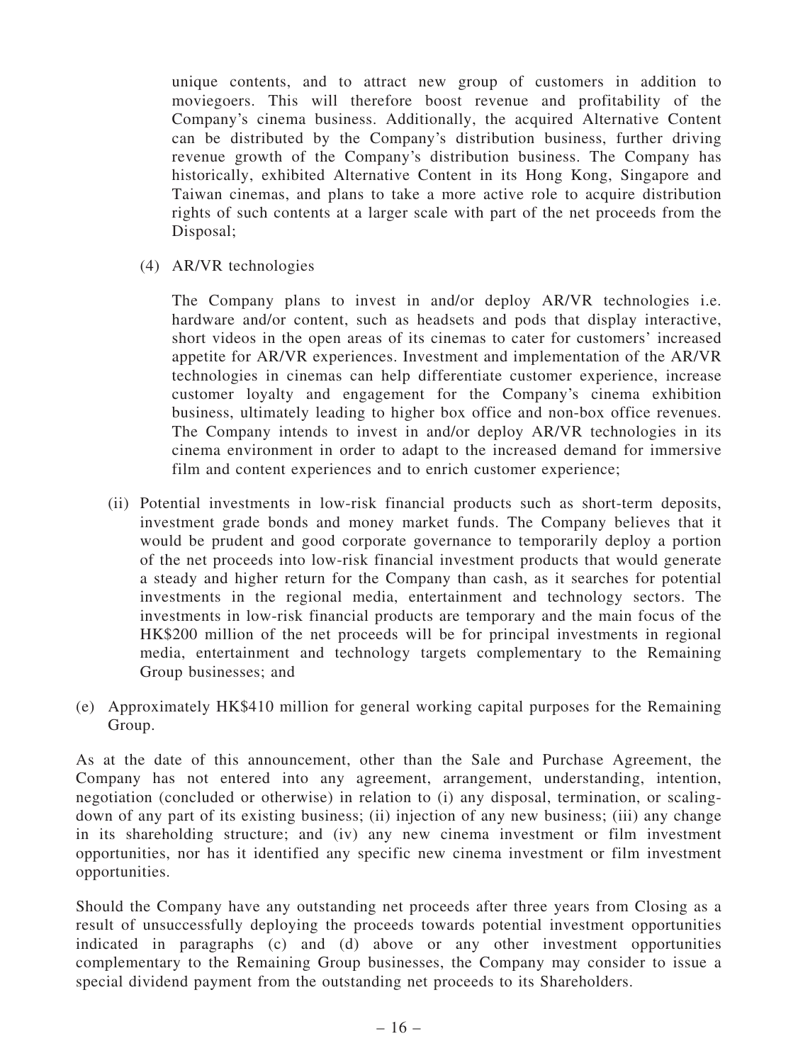unique contents, and to attract new group of customers in addition to moviegoers. This will therefore boost revenue and profitability of the Company's cinema business. Additionally, the acquired Alternative Content can be distributed by the Company's distribution business, further driving revenue growth of the Company's distribution business. The Company has historically, exhibited Alternative Content in its Hong Kong, Singapore and Taiwan cinemas, and plans to take a more active role to acquire distribution rights of such contents at a larger scale with part of the net proceeds from the Disposal;

(4) AR/VR technologies

The Company plans to invest in and/or deploy AR/VR technologies i.e. hardware and/or content, such as headsets and pods that display interactive, short videos in the open areas of its cinemas to cater for customers' increased appetite for AR/VR experiences. Investment and implementation of the AR/VR technologies in cinemas can help differentiate customer experience, increase customer loyalty and engagement for the Company's cinema exhibition business, ultimately leading to higher box office and non-box office revenues. The Company intends to invest in and/or deploy AR/VR technologies in its cinema environment in order to adapt to the increased demand for immersive film and content experiences and to enrich customer experience;

(ii) Potential investments in low-risk financial products such as short-term deposits, investment grade bonds and money market funds. The Company believes that it would be prudent and good corporate governance to temporarily deploy a portion of the net proceeds into low-risk financial investment products that would generate a steady and higher return for the Company than cash, as it searches for potential investments in the regional media, entertainment and technology sectors. The investments in low-risk financial products are temporary and the main focus of the HK$200 million of the net proceeds will be for principal investments in regional media, entertainment and technology targets complementary to the Remaining Group businesses; and

(e) Approximately HK$410 million for general working capital purposes for the Remaining Group.

As at the date of this announcement, other than the Sale and Purchase Agreement, the Company has not entered into any agreement, arrangement, understanding, intention, negotiation (concluded or otherwise) in relation to (i) any disposal, termination, or scaling-down of any part of its existing business; (ii) injection of any new business; (iii) any change in its shareholding structure; and (iv) any new cinema investment or film investment opportunities, nor has it identified any specific new cinema investment or film investment opportunities.

Should the Company have any outstanding net proceeds after three years from Closing as a result of unsuccessfully deploying the proceeds towards potential investment opportunities indicated in paragraphs (c) and (d) above or any other investment opportunities complementary to the Remaining Group businesses, the Company may consider to issue a special dividend payment from the outstanding net proceeds to its Shareholders.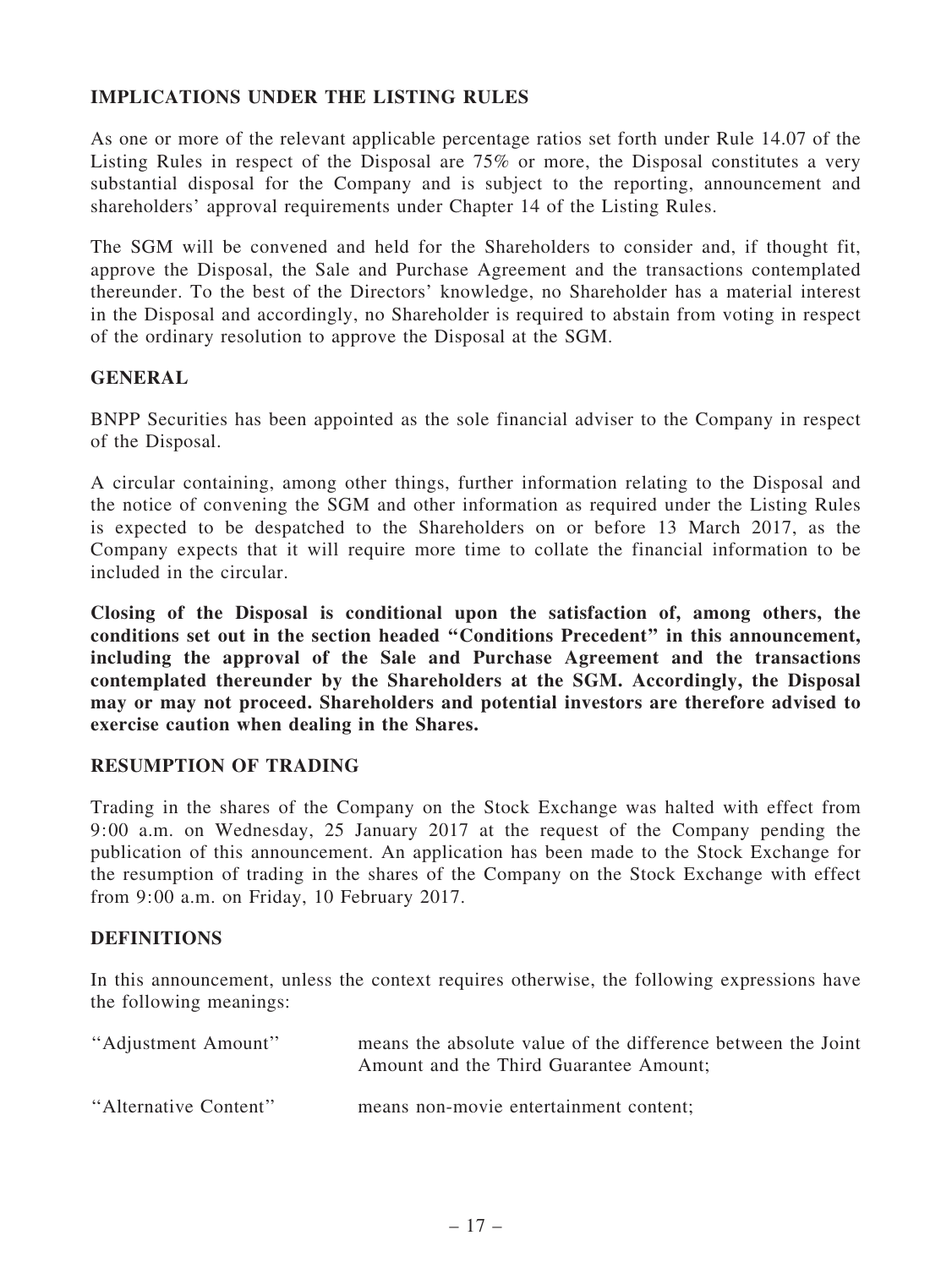## IMPLICATIONS UNDER THE LISTING RULES

As one or more of the relevant applicable percentage ratios set forth under Rule 14.07 of the Listing Rules in respect of the Disposal are 75% or more, the Disposal constitutes a very substantial disposal for the Company and is subject to the reporting, announcement and shareholders' approval requirements under Chapter 14 of the Listing Rules.

The SGM will be convened and held for the Shareholders to consider and, if thought fit, approve the Disposal, the Sale and Purchase Agreement and the transactions contemplated thereunder. To the best of the Directors' knowledge, no Shareholder has a material interest in the Disposal and accordingly, no Shareholder is required to abstain from voting in respect of the ordinary resolution to approve the Disposal at the SGM.

## GENERAL

BNPP Securities has been appointed as the sole financial adviser to the Company in respect of the Disposal.

A circular containing, among other things, further information relating to the Disposal and the notice of convening the SGM and other information as required under the Listing Rules is expected to be despatched to the Shareholders on or before 13 March 2017, as the Company expects that it will require more time to collate the financial information to be included in the circular.

**Closing of the Disposal is conditional upon the satisfaction of, among others, the conditions set out in the section headed "Conditions Precedent" in this announcement, including the approval of the Sale and Purchase Agreement and the transactions contemplated thereunder by the Shareholders at the SGM. Accordingly, the Disposal may or may not proceed. Shareholders and potential investors are therefore advised to exercise caution when dealing in the Shares.**

## RESUMPTION OF TRADING

Trading in the shares of the Company on the Stock Exchange was halted with effect from 9:00 a.m. on Wednesday, 25 January 2017 at the request of the Company pending the publication of this announcement. An application has been made to the Stock Exchange for the resumption of trading in the shares of the Company on the Stock Exchange with effect from 9:00 a.m. on Friday, 10 February 2017.

## DEFINITIONS

In this announcement, unless the context requires otherwise, the following expressions have the following meanings:

| | |
|---|---|
| "Adjustment Amount" | means the absolute value of the difference between the Joint Amount and the Third Guarantee Amount; |
| "Alternative Content" | means non-movie entertainment content; |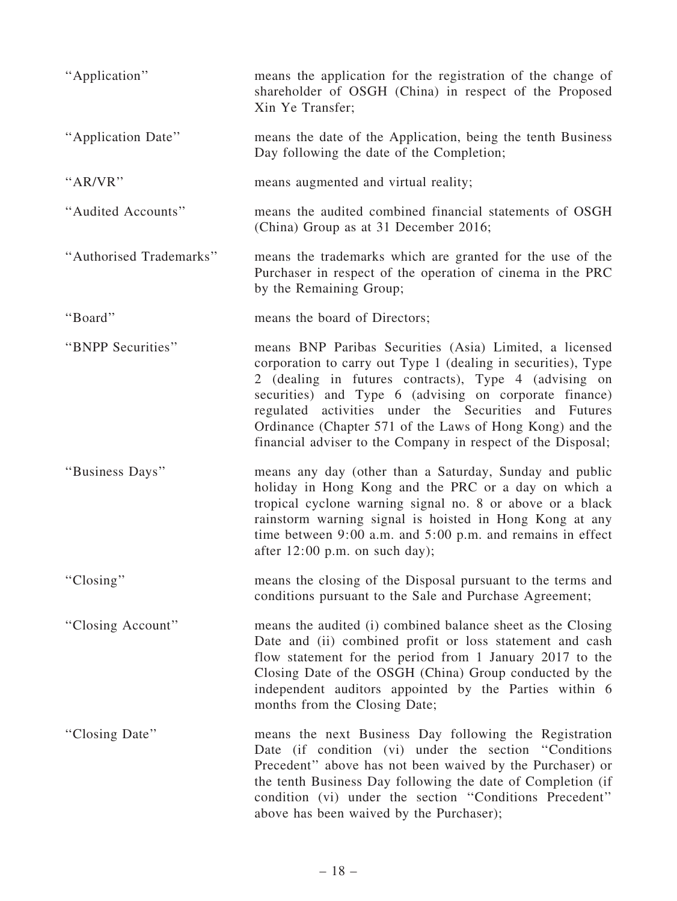| | |
|---|---|
| "Application" | means the application for the registration of the change of shareholder of OSGH (China) in respect of the Proposed Xin Ye Transfer; |
| "Application Date" | means the date of the Application, being the tenth Business Day following the date of the Completion; |
| "AR/VR" | means augmented and virtual reality; |
| "Audited Accounts" | means the audited combined financial statements of OSGH (China) Group as at 31 December 2016; |
| "Authorised Trademarks" | means the trademarks which are granted for the use of the Purchaser in respect of the operation of cinema in the PRC by the Remaining Group; |
| "Board" | means the board of Directors; |
| "BNPP Securities" | means BNP Paribas Securities (Asia) Limited, a licensed corporation to carry out Type 1 (dealing in securities), Type 2 (dealing in futures contracts), Type 4 (advising on securities) and Type 6 (advising on corporate finance) regulated activities under the Securities and Futures Ordinance (Chapter 571 of the Laws of Hong Kong) and the financial adviser to the Company in respect of the Disposal; |
| "Business Days" | means any day (other than a Saturday, Sunday and public holiday in Hong Kong and the PRC or a day on which a tropical cyclone warning signal no. 8 or above or a black rainstorm warning signal is hoisted in Hong Kong at any time between 9:00 a.m. and 5:00 p.m. and remains in effect after 12:00 p.m. on such day); |
| "Closing" | means the closing of the Disposal pursuant to the terms and conditions pursuant to the Sale and Purchase Agreement; |
| "Closing Account" | means the audited (i) combined balance sheet as the Closing Date and (ii) combined profit or loss statement and cash flow statement for the period from 1 January 2017 to the Closing Date of the OSGH (China) Group conducted by the independent auditors appointed by the Parties within 6 months from the Closing Date; |
| "Closing Date" | means the next Business Day following the Registration Date (if condition (vi) under the section "Conditions Precedent" above has not been waived by the Purchaser) or the tenth Business Day following the date of Completion (if condition (vi) under the section "Conditions Precedent" above has been waived by the Purchaser); |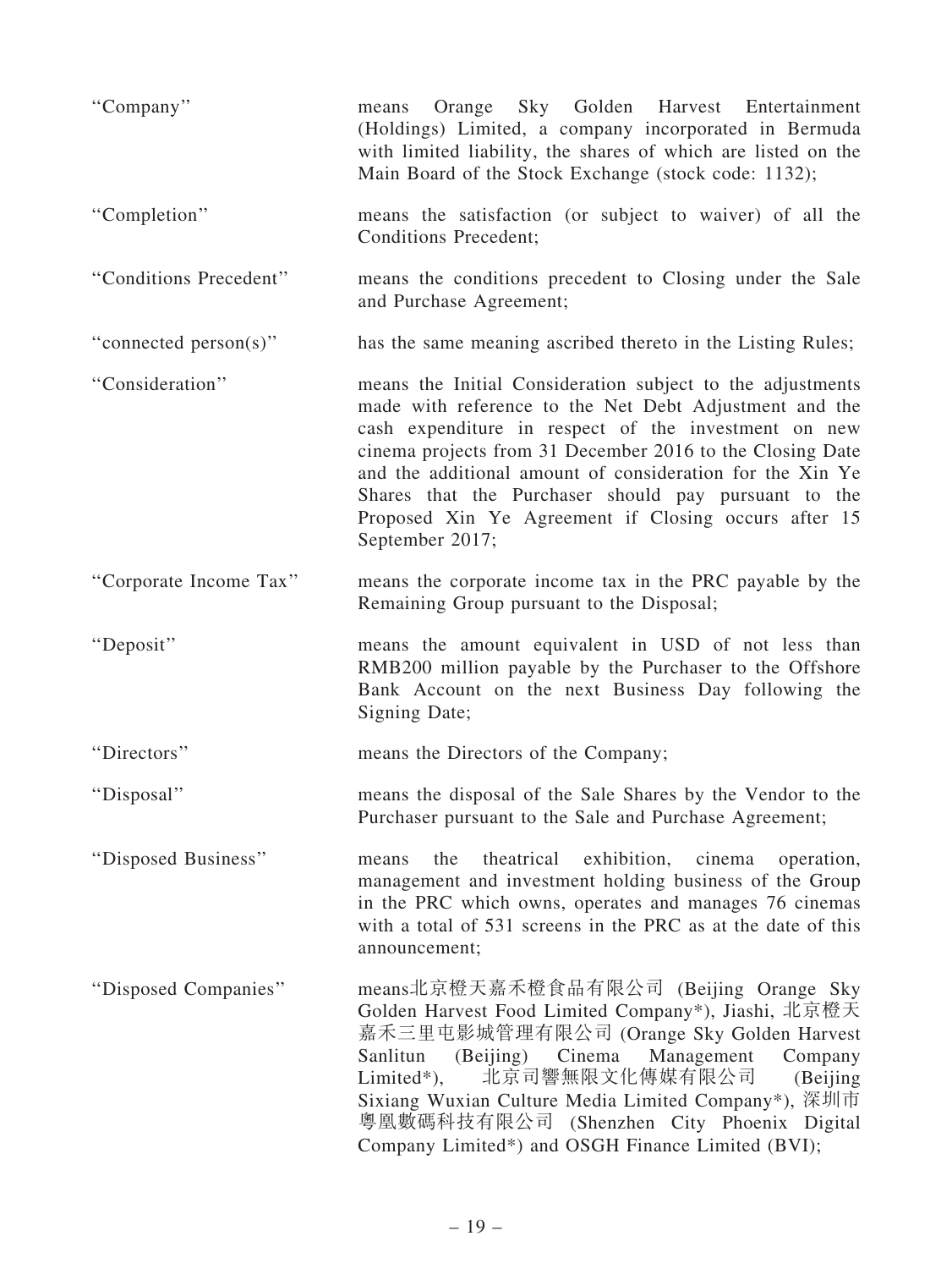| | |
|---|---|
| "Company" | means Orange Sky Golden Harvest Entertainment (Holdings) Limited, a company incorporated in Bermuda with limited liability, the shares of which are listed on the Main Board of the Stock Exchange (stock code: 1132); |
| "Completion" | means the satisfaction (or subject to waiver) of all the Conditions Precedent; |
| "Conditions Precedent" | means the conditions precedent to Closing under the Sale and Purchase Agreement; |
| "connected person(s)" | has the same meaning ascribed thereto in the Listing Rules; |
| "Consideration" | means the Initial Consideration subject to the adjustments made with reference to the Net Debt Adjustment and the cash expenditure in respect of the investment on new cinema projects from 31 December 2016 to the Closing Date and the additional amount of consideration for the Xin Ye Shares that the Purchaser should pay pursuant to the Proposed Xin Ye Agreement if Closing occurs after 15 September 2017; |
| "Corporate Income Tax" | means the corporate income tax in the PRC payable by the Remaining Group pursuant to the Disposal; |
| "Deposit" | means the amount equivalent in USD of not less than RMB200 million payable by the Purchaser to the Offshore Bank Account on the next Business Day following the Signing Date; |
| "Directors" | means the Directors of the Company; |
| "Disposal" | means the disposal of the Sale Shares by the Vendor to the Purchaser pursuant to the Sale and Purchase Agreement; |
| "Disposed Business" | means the theatrical exhibition, cinema operation, management and investment holding business of the Group in the PRC which owns, operates and manages 76 cinemas with a total of 531 screens in the PRC as at the date of this announcement; |
| "Disposed Companies" | means北京橙天嘉禾橙食品有限公司 (Beijing Orange Sky Golden Harvest Food Limited Company*), Jiashi, 北京橙天嘉禾三里屯影城管理有限公司 (Orange Sky Golden Harvest Sanlitun (Beijing) Cinema Management Company Limited*), 北京司響無限文化傳媒有限公司 (Beijing Sixiang Wuxian Culture Media Limited Company*), 深圳市粵凰數碼科技有限公司 (Shenzhen City Phoenix Digital Company Limited*) and OSGH Finance Limited (BVI); |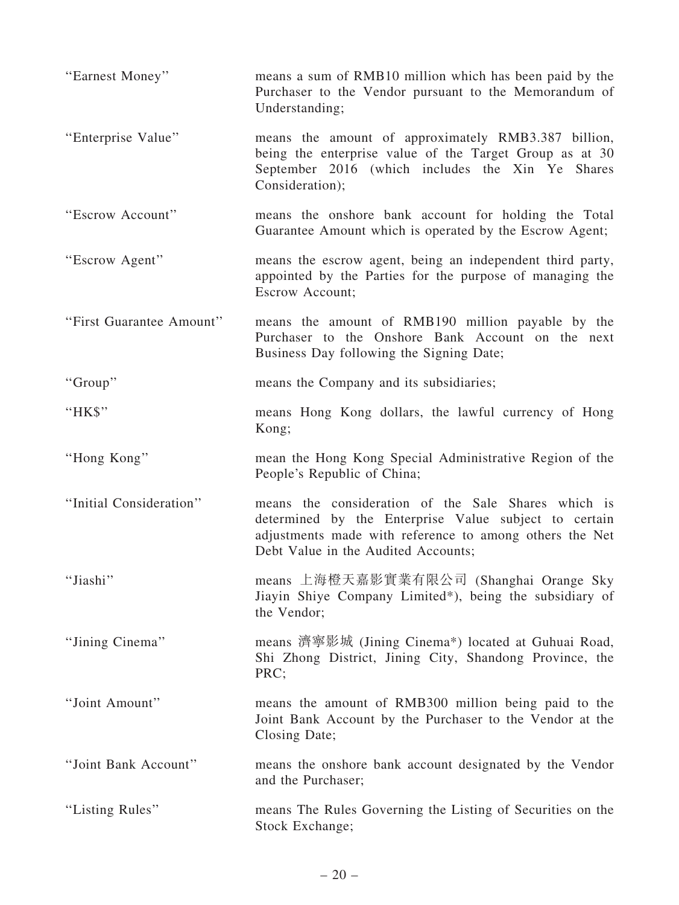| | |
|---|---|
| "Earnest Money" | means a sum of RMB10 million which has been paid by the Purchaser to the Vendor pursuant to the Memorandum of Understanding; |
| "Enterprise Value" | means the amount of approximately RMB3.387 billion, being the enterprise value of the Target Group as at 30 September 2016 (which includes the Xin Ye Shares Consideration); |
| "Escrow Account" | means the onshore bank account for holding the Total Guarantee Amount which is operated by the Escrow Agent; |
| "Escrow Agent" | means the escrow agent, being an independent third party, appointed by the Parties for the purpose of managing the Escrow Account; |
| "First Guarantee Amount" | means the amount of RMB190 million payable by the Purchaser to the Onshore Bank Account on the next Business Day following the Signing Date; |
| "Group" | means the Company and its subsidiaries; |
| "HK$" | means Hong Kong dollars, the lawful currency of Hong Kong; |
| "Hong Kong" | mean the Hong Kong Special Administrative Region of the People's Republic of China; |
| "Initial Consideration" | means the consideration of the Sale Shares which is determined by the Enterprise Value subject to certain adjustments made with reference to among others the Net Debt Value in the Audited Accounts; |
| "Jiashi" | means 上海橙天嘉影實業有限公司 (Shanghai Orange Sky Jiayin Shiye Company Limited*), being the subsidiary of the Vendor; |
| "Jining Cinema" | means 濟寧影城 (Jining Cinema*) located at Guhuai Road, Shi Zhong District, Jining City, Shandong Province, the PRC; |
| "Joint Amount" | means the amount of RMB300 million being paid to the Joint Bank Account by the Purchaser to the Vendor at the Closing Date; |
| "Joint Bank Account" | means the onshore bank account designated by the Vendor and the Purchaser; |
| "Listing Rules" | means The Rules Governing the Listing of Securities on the Stock Exchange; |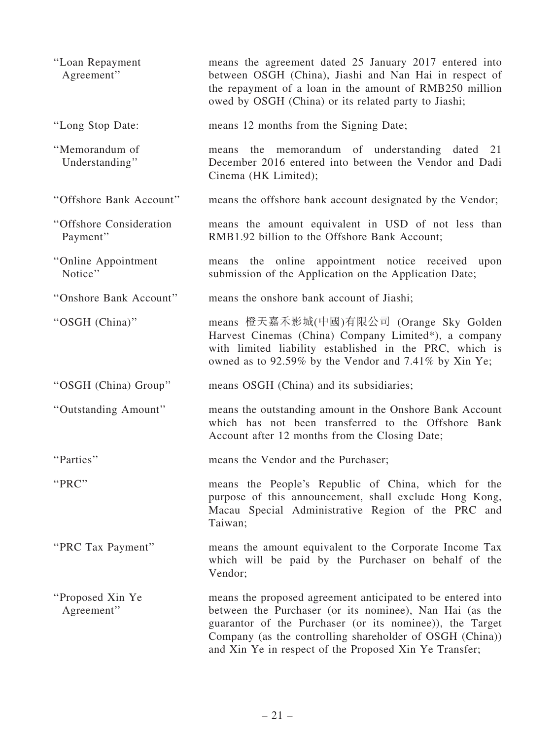| | |
|---|---|
| "Loan Repayment Agreement" | means the agreement dated 25 January 2017 entered into between OSGH (China), Jiashi and Nan Hai in respect of the repayment of a loan in the amount of RMB250 million owed by OSGH (China) or its related party to Jiashi; |
| "Long Stop Date: | means 12 months from the Signing Date; |
| "Memorandum of Understanding" | means the memorandum of understanding dated 21 December 2016 entered into between the Vendor and Dadi Cinema (HK Limited); |
| "Offshore Bank Account" | means the offshore bank account designated by the Vendor; |
| "Offshore Consideration Payment" | means the amount equivalent in USD of not less than RMB1.92 billion to the Offshore Bank Account; |
| "Online Appointment Notice" | means the online appointment notice received upon submission of the Application on the Application Date; |
| "Onshore Bank Account" | means the onshore bank account of Jiashi; |
| "OSGH (China)" | means 橙天嘉禾影城(中國)有限公司 (Orange Sky Golden Harvest Cinemas (China) Company Limited*), a company with limited liability established in the PRC, which is owned as to 92.59% by the Vendor and 7.41% by Xin Ye; |
| "OSGH (China) Group" | means OSGH (China) and its subsidiaries; |
| "Outstanding Amount" | means the outstanding amount in the Onshore Bank Account which has not been transferred to the Offshore Bank Account after 12 months from the Closing Date; |
| "Parties" | means the Vendor and the Purchaser; |
| "PRC" | means the People's Republic of China, which for the purpose of this announcement, shall exclude Hong Kong, Macau Special Administrative Region of the PRC and Taiwan; |
| "PRC Tax Payment" | means the amount equivalent to the Corporate Income Tax which will be paid by the Purchaser on behalf of the Vendor; |
| "Proposed Xin Ye Agreement" | means the proposed agreement anticipated to be entered into between the Purchaser (or its nominee), Nan Hai (as the guarantor of the Purchaser (or its nominee)), the Target Company (as the controlling shareholder of OSGH (China)) and Xin Ye in respect of the Proposed Xin Ye Transfer; |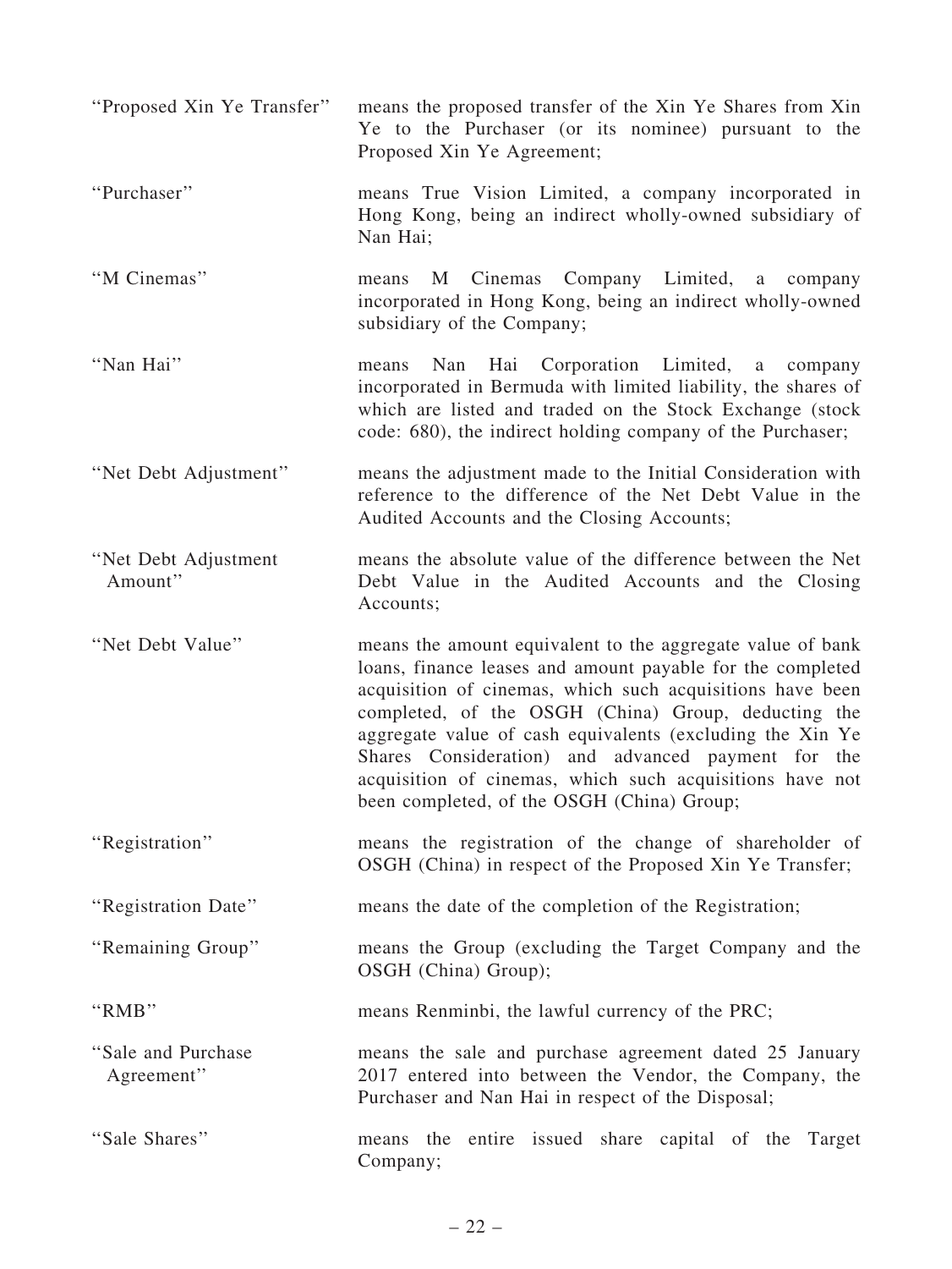| | |
|---|---|
| "Proposed Xin Ye Transfer" | means the proposed transfer of the Xin Ye Shares from Xin Ye to the Purchaser (or its nominee) pursuant to the Proposed Xin Ye Agreement; |
| "Purchaser" | means True Vision Limited, a company incorporated in Hong Kong, being an indirect wholly-owned subsidiary of Nan Hai; |
| "M Cinemas" | means M Cinemas Company Limited, a company incorporated in Hong Kong, being an indirect wholly-owned subsidiary of the Company; |
| "Nan Hai" | means Nan Hai Corporation Limited, a company incorporated in Bermuda with limited liability, the shares of which are listed and traded on the Stock Exchange (stock code: 680), the indirect holding company of the Purchaser; |
| "Net Debt Adjustment" | means the adjustment made to the Initial Consideration with reference to the difference of the Net Debt Value in the Audited Accounts and the Closing Accounts; |
| "Net Debt Adjustment Amount" | means the absolute value of the difference between the Net Debt Value in the Audited Accounts and the Closing Accounts; |
| "Net Debt Value" | means the amount equivalent to the aggregate value of bank loans, finance leases and amount payable for the completed acquisition of cinemas, which such acquisitions have been completed, of the OSGH (China) Group, deducting the aggregate value of cash equivalents (excluding the Xin Ye Shares Consideration) and advanced payment for the acquisition of cinemas, which such acquisitions have not been completed, of the OSGH (China) Group; |
| "Registration" | means the registration of the change of shareholder of OSGH (China) in respect of the Proposed Xin Ye Transfer; |
| "Registration Date" | means the date of the completion of the Registration; |
| "Remaining Group" | means the Group (excluding the Target Company and the OSGH (China) Group); |
| "RMB" | means Renminbi, the lawful currency of the PRC; |
| "Sale and Purchase Agreement" | means the sale and purchase agreement dated 25 January 2017 entered into between the Vendor, the Company, the Purchaser and Nan Hai in respect of the Disposal; |
| "Sale Shares" | means the entire issued share capital of the Target Company; |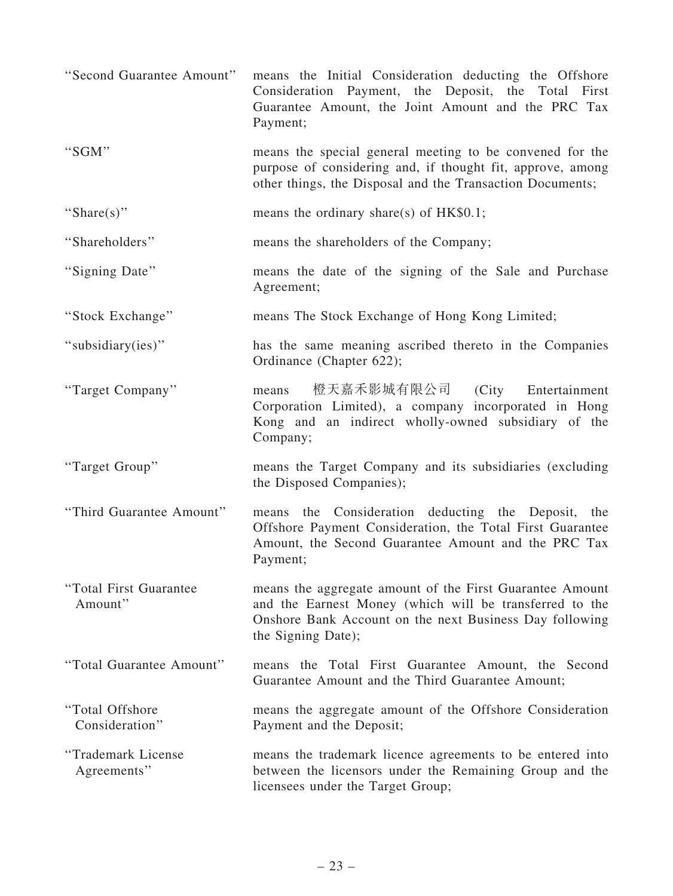| | |
|---|---|
| "Second Guarantee Amount" | means the Initial Consideration deducting the Offshore Consideration Payment, the Deposit, the Total First Guarantee Amount, the Joint Amount and the PRC Tax Payment; |
| "SGM" | means the special general meeting to be convened for the purpose of considering and, if thought fit, approve, among other things, the Disposal and the Transaction Documents; |
| "Share(s)" | means the ordinary share(s) of HK$0.1; |
| "Shareholders" | means the shareholders of the Company; |
| "Signing Date" | means the date of the signing of the Sale and Purchase Agreement; |
| "Stock Exchange" | means The Stock Exchange of Hong Kong Limited; |
| "subsidiary(ies)" | has the same meaning ascribed thereto in the Companies Ordinance (Chapter 622); |
| "Target Company" | means 橙天嘉禾影城有限公司 (City Entertainment Corporation Limited), a company incorporated in Hong Kong and an indirect wholly-owned subsidiary of the Company; |
| "Target Group" | means the Target Company and its subsidiaries (excluding the Disposed Companies); |
| "Third Guarantee Amount" | means the Consideration deducting the Deposit, the Offshore Payment Consideration, the Total First Guarantee Amount, the Second Guarantee Amount and the PRC Tax Payment; |
| "Total First Guarantee Amount" | means the aggregate amount of the First Guarantee Amount and the Earnest Money (which will be transferred to the Onshore Bank Account on the next Business Day following the Signing Date); |
| "Total Guarantee Amount" | means the Total First Guarantee Amount, the Second Guarantee Amount and the Third Guarantee Amount; |
| "Total Offshore Consideration" | means the aggregate amount of the Offshore Consideration Payment and the Deposit; |
| "Trademark License Agreements" | means the trademark licence agreements to be entered into between the licensors under the Remaining Group and the licensees under the Target Group; |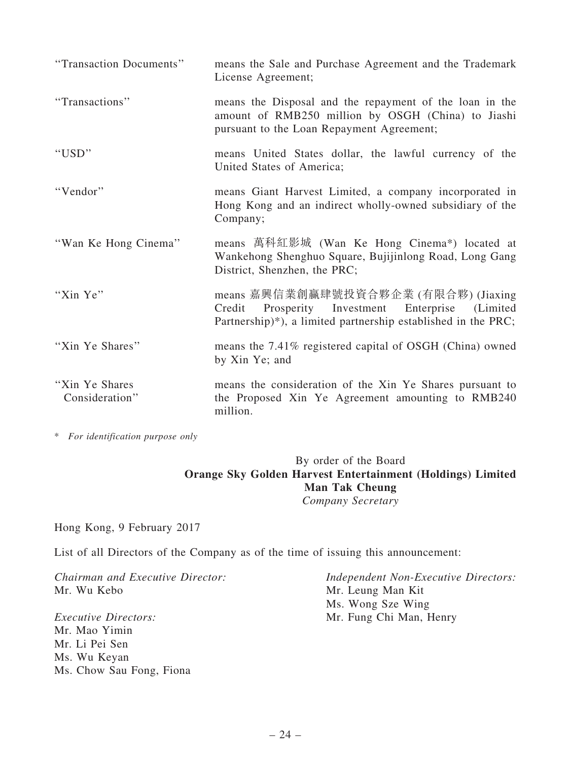| | |
|---|---|
| "Transaction Documents" | means the Sale and Purchase Agreement and the Trademark License Agreement; |
| "Transactions" | means the Disposal and the repayment of the loan in the amount of RMB250 million by OSGH (China) to Jiashi pursuant to the Loan Repayment Agreement; |
| "USD" | means United States dollar, the lawful currency of the United States of America; |
| "Vendor" | means Giant Harvest Limited, a company incorporated in Hong Kong and an indirect wholly-owned subsidiary of the Company; |
| "Wan Ke Hong Cinema" | means 萬科紅影城 (Wan Ke Hong Cinema*) located at Wankehong Shenghuo Square, Bujijinlong Road, Long Gang District, Shenzhen, the PRC; |
| "Xin Ye" | means 嘉興信業創贏肆號投資合夥企業 (有限合夥) (Jiaxing Credit Prosperity Investment Enterprise (Limited Partnership)*), a limited partnership established in the PRC; |
| "Xin Ye Shares" | means the 7.41% registered capital of OSGH (China) owned by Xin Ye; and |
| "Xin Ye Shares Consideration" | means the consideration of the Xin Ye Shares pursuant to the Proposed Xin Ye Agreement amounting to RMB240 million. |

\* *For identification purpose only*

By order of the Board
**Orange Sky Golden Harvest Entertainment (Holdings) Limited**
**Man Tak Cheung**
*Company Secretary*

Hong Kong, 9 February 2017

List of all Directors of the Company as of the time of issuing this announcement:

*Chairman and Executive Director:*
Mr. Wu Kebo

*Executive Directors:*
Mr. Mao Yimin
Mr. Li Pei Sen
Ms. Wu Keyan
Ms. Chow Sau Fong, Fiona

*Independent Non-Executive Directors:*
Mr. Leung Man Kit
Ms. Wong Sze Wing
Mr. Fung Chi Man, Henry